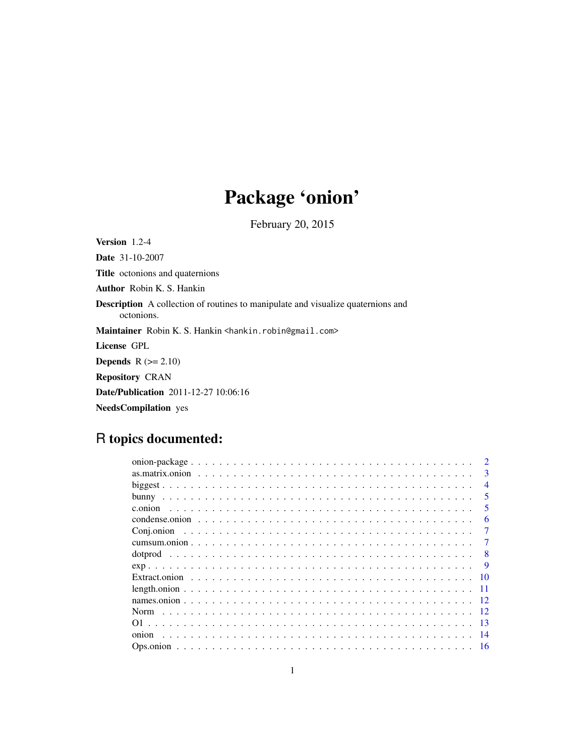# Package 'onion'

February 20, 2015

**Version** 1.2-4

**Date** 31-10-2007

**Title** octonions and quaternions

**Author** Robin K. S. Hankin

**Description** A collection of routines to manipulate and visualize quaternions and octonions.

**Maintainer** Robin K. S. Hankin <hankin.robin@gmail.com>

**License** GPL

**Depends** R (>= 2.10)

**Repository** CRAN

**Date/Publication** 2011-12-27 10:06:16

**NeedsCompilation** yes

## R topics documented:

| | |
|---|---|
| onion-package | 2 |
| as.matrix.onion | 3 |
| biggest | 4 |
| bunny | 5 |
| c.onion | 5 |
| condense.onion | 6 |
| Conj.onion | 7 |
| cumsum.onion | 7 |
| dotprod | 8 |
| exp | 9 |
| Extract.onion | 10 |
| length.onion | 11 |
| names.onion | 12 |
| Norm | 12 |
| O1 | 13 |
| onion | 14 |
| Ops.onion | 16 |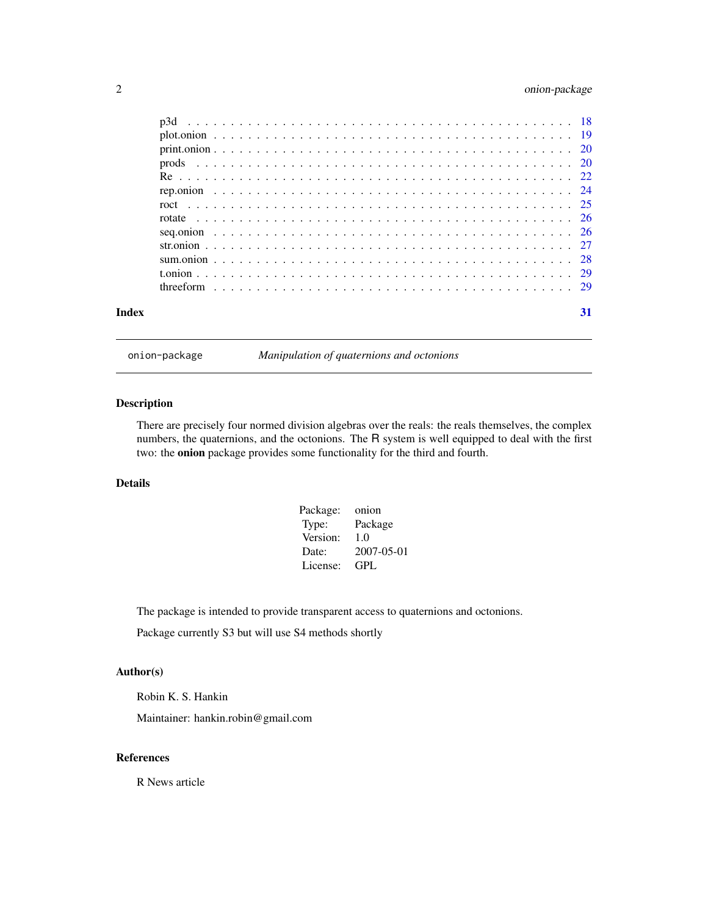p3d . . . . . . . . . . . . . . . . . . . . . . . . . . . . . . . . . . . . . . . . 18
plot.onion . . . . . . . . . . . . . . . . . . . . . . . . . . . . . . . . . . . . . . 19
print.onion . . . . . . . . . . . . . . . . . . . . . . . . . . . . . . . . . . . . . 20
prods . . . . . . . . . . . . . . . . . . . . . . . . . . . . . . . . . . . . . . . 20
Re . . . . . . . . . . . . . . . . . . . . . . . . . . . . . . . . . . . . . . . . . 22
rep.onion . . . . . . . . . . . . . . . . . . . . . . . . . . . . . . . . . . . . . 24
roct . . . . . . . . . . . . . . . . . . . . . . . . . . . . . . . . . . . . . . . . 25
rotate . . . . . . . . . . . . . . . . . . . . . . . . . . . . . . . . . . . . . . . 26
seq.onion . . . . . . . . . . . . . . . . . . . . . . . . . . . . . . . . . . . . . 26
str.onion . . . . . . . . . . . . . . . . . . . . . . . . . . . . . . . . . . . . . . 27
sum.onion . . . . . . . . . . . . . . . . . . . . . . . . . . . . . . . . . . . . . 28
t.onion . . . . . . . . . . . . . . . . . . . . . . . . . . . . . . . . . . . . . . . 29
threeform . . . . . . . . . . . . . . . . . . . . . . . . . . . . . . . . . . . . . 29

**Index** **31**

---

`onion-package` *Manipulation of quaternions and octonions*

---

## Description

There are precisely four normed division algebras over the reals: the reals themselves, the complex numbers, the quaternions, and the octonions. The R system is well equipped to deal with the first two: the **onion** package provides some functionality for the third and fourth.

## Details

| | |
|---|---|
| Package: | onion |
| Type: | Package |
| Version: | 1.0 |
| Date: | 2007-05-01 |
| License: | GPL |

The package is intended to provide transparent access to quaternions and octonions.

Package currently S3 but will use S4 methods shortly

## Author(s)

Robin K. S. Hankin

Maintainer: hankin.robin@gmail.com

## References

R News article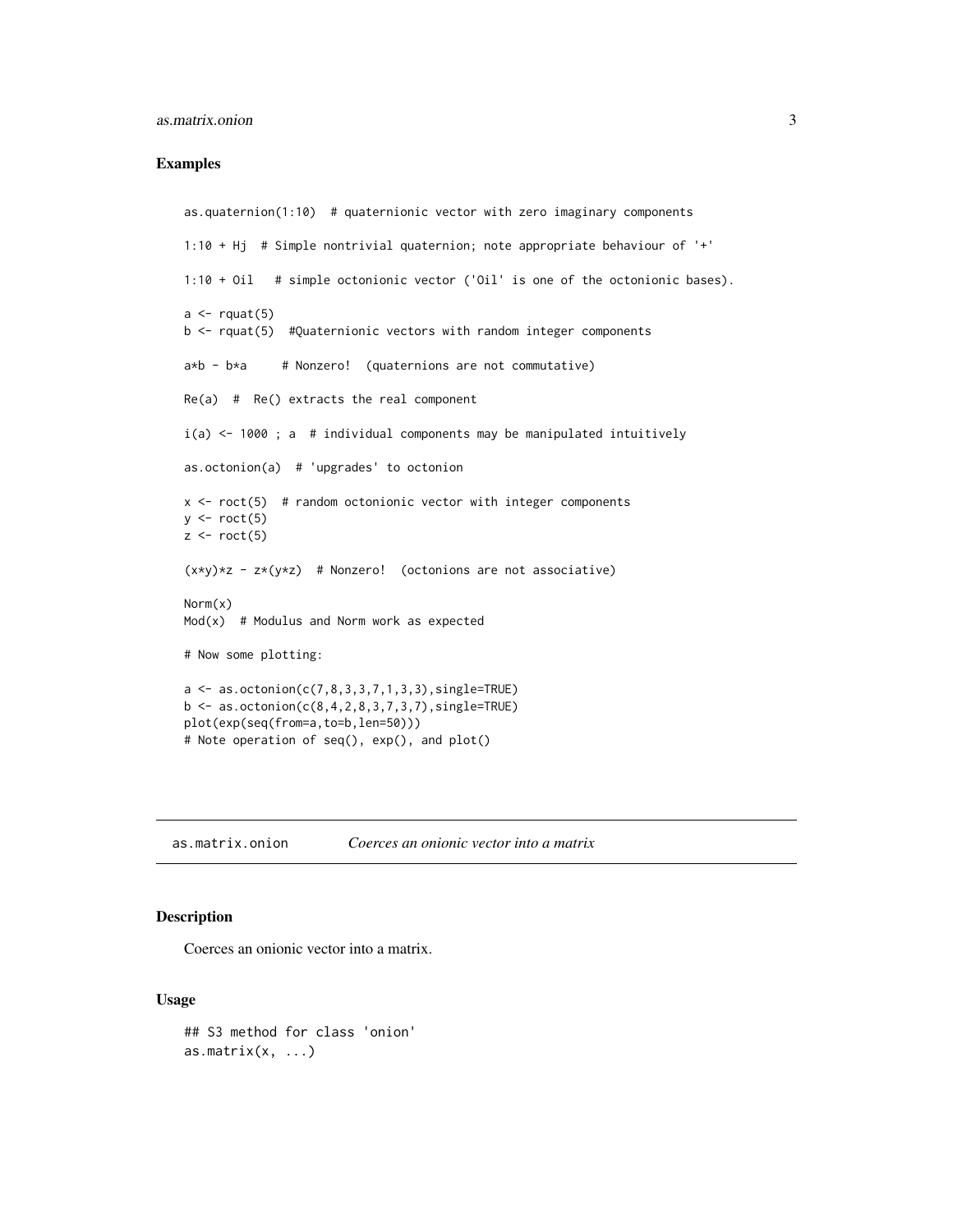### Examples

```
as.quaternion(1:10)  # quaternionic vector with zero imaginary components

1:10 + Hj  # Simple nontrivial quaternion; note appropriate behaviour of '+'

1:10 + Oil   # simple octonionic vector ('Oil' is one of the octonionic bases).

a <- rquat(5)
b <- rquat(5)  #Quaternionic vectors with random integer components

a*b - b*a     # Nonzero!  (quaternions are not commutative)

Re(a)  #  Re() extracts the real component

i(a) <- 1000 ; a  # individual components may be manipulated intuitively

as.octonion(a)  # 'upgrades' to octonion

x <- roct(5)  # random octonionic vector with integer components
y <- roct(5)
z <- roct(5)

(x*y)*z - z*(y*z)  # Nonzero!  (octonions are not associative)

Norm(x)
Mod(x)  # Modulus and Norm work as expected

# Now some plotting:

a <- as.octonion(c(7,8,3,3,7,1,3,3),single=TRUE)
b <- as.octonion(c(8,4,2,8,3,7,3,7),single=TRUE)
plot(exp(seq(from=a,to=b,len=50)))
# Note operation of seq(), exp(), and plot()
```

---

## as.matrix.onion *Coerces an onionic vector into a matrix*

### Description

Coerces an onionic vector into a matrix.

### Usage

```
## S3 method for class 'onion'
as.matrix(x, ...)
```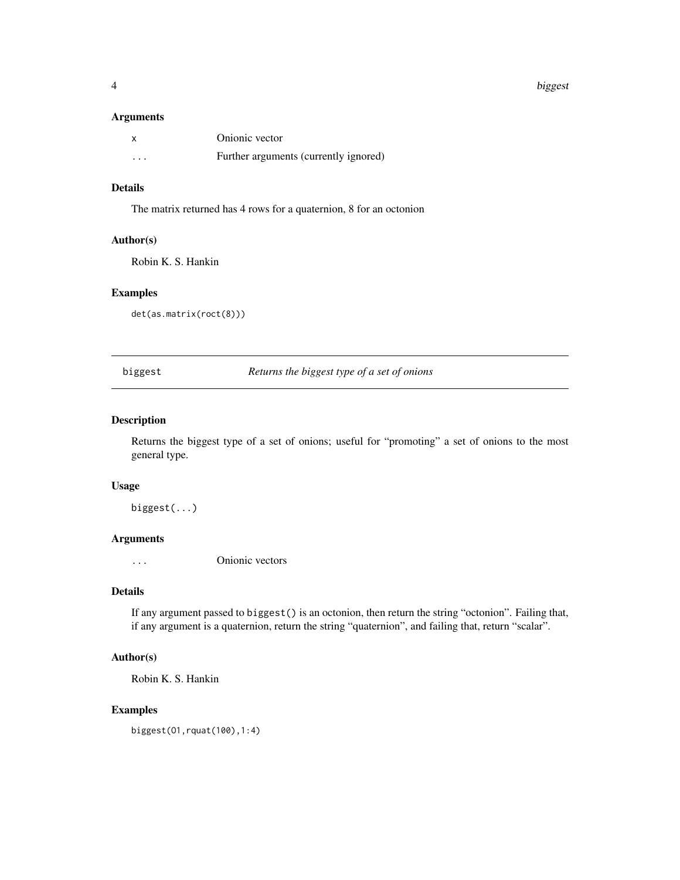### Arguments

| | |
|---|---|
| `x` | Onionic vector |
| `...` | Further arguments (currently ignored) |

### Details

The matrix returned has 4 rows for a quaternion, 8 for an octonion

### Author(s)

Robin K. S. Hankin

### Examples

```
det(as.matrix(roct(8)))
```

---

## biggest — *Returns the biggest type of a set of onions*

### Description

Returns the biggest type of a set of onions; useful for "promoting" a set of onions to the most general type.

### Usage

```
biggest(...)
```

### Arguments

| | |
|---|---|
| `...` | Onionic vectors |

### Details

If any argument passed to `biggest()` is an octonion, then return the string "octonion". Failing that, if any argument is a quaternion, return the string "quaternion", and failing that, return "scalar".

### Author(s)

Robin K. S. Hankin

### Examples

```
biggest(O1,rquat(100),1:4)
```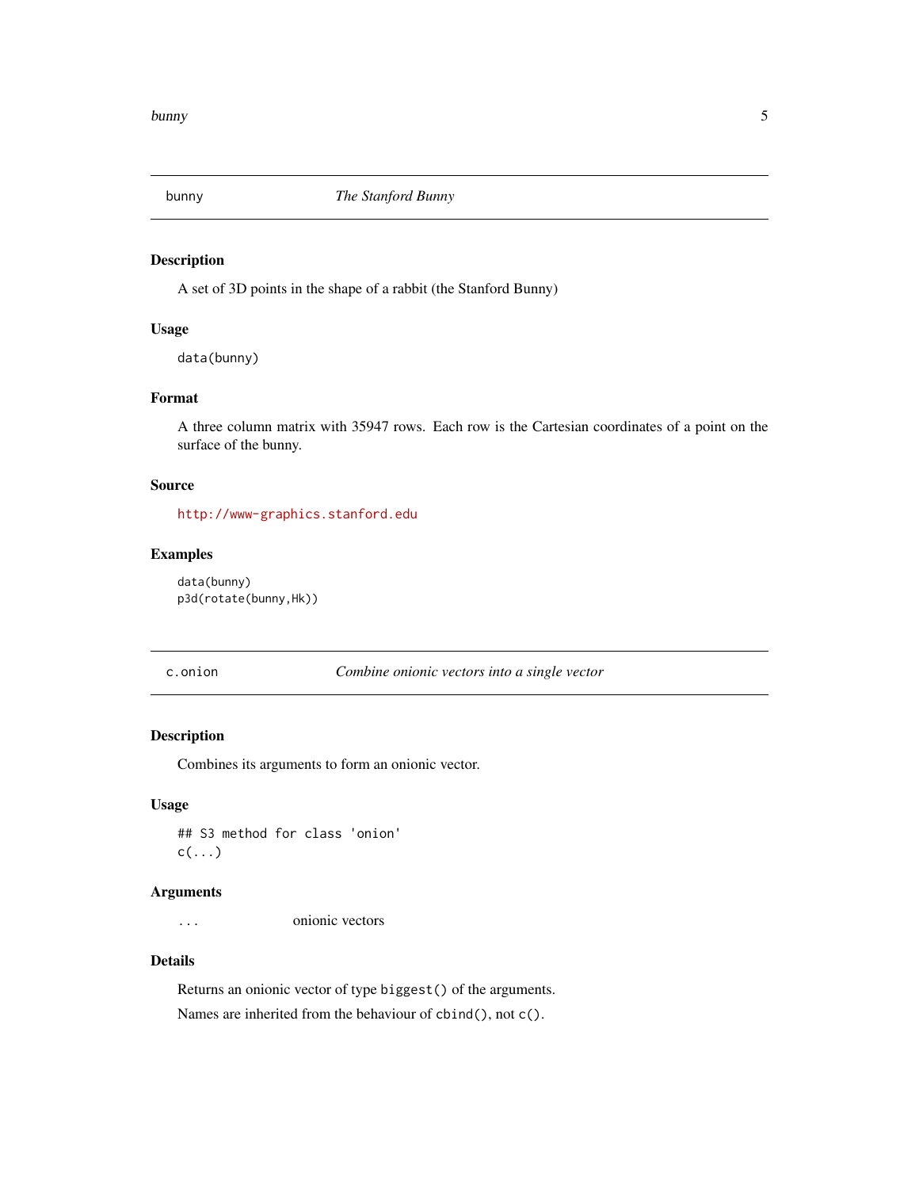## bunny — *The Stanford Bunny*

### Description

A set of 3D points in the shape of a rabbit (the Stanford Bunny)

### Usage

```
data(bunny)
```

### Format

A three column matrix with 35947 rows. Each row is the Cartesian coordinates of a point on the surface of the bunny.

### Source

http://www-graphics.stanford.edu

### Examples

```
data(bunny)
p3d(rotate(bunny,Hk))
```

## c.onion — *Combine onionic vectors into a single vector*

### Description

Combines its arguments to form an onionic vector.

### Usage

```
## S3 method for class 'onion'
c(...)
```

### Arguments

| | |
|---|---|
| ... | onionic vectors |

### Details

Returns an onionic vector of type `biggest()` of the arguments.

Names are inherited from the behaviour of `cbind()`, not `c()`.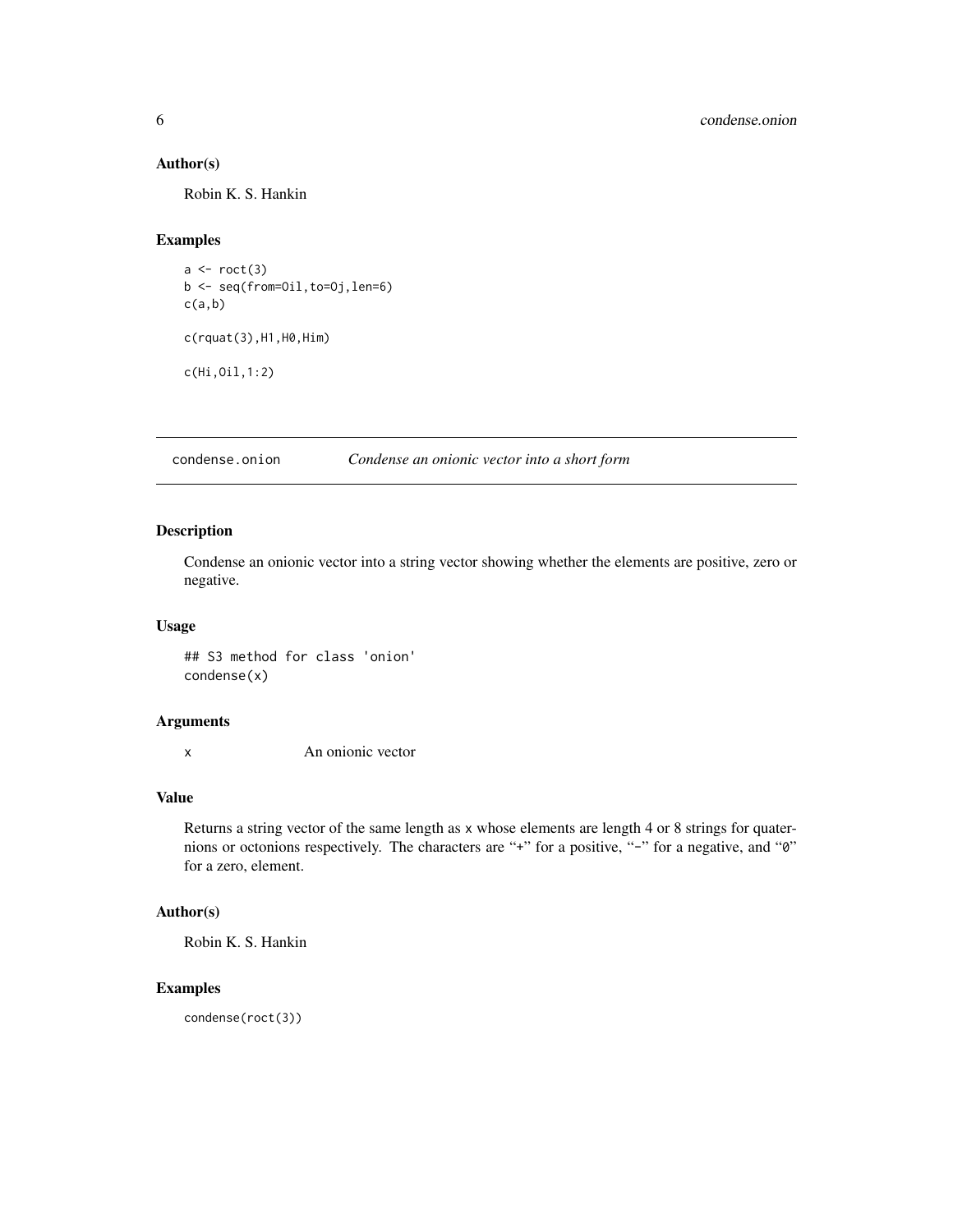### Author(s)

Robin K. S. Hankin

### Examples

```
a <- roct(3)
b <- seq(from=Oil,to=Oj,len=6)
c(a,b)

c(rquat(3),H1,H0,Him)

c(Hi,Oil,1:2)
```

## condense.onion &nbsp;&nbsp;&nbsp; *Condense an onionic vector into a short form*

### Description

Condense an onionic vector into a string vector showing whether the elements are positive, zero or negative.

### Usage

```
## S3 method for class 'onion'
condense(x)
```

### Arguments

| | |
|---|---|
| x | An onionic vector |

### Value

Returns a string vector of the same length as `x` whose elements are length 4 or 8 strings for quaternions or octonions respectively. The characters are "`+`" for a positive, "`-`" for a negative, and "`0`" for a zero, element.

### Author(s)

Robin K. S. Hankin

### Examples

```
condense(roct(3))
```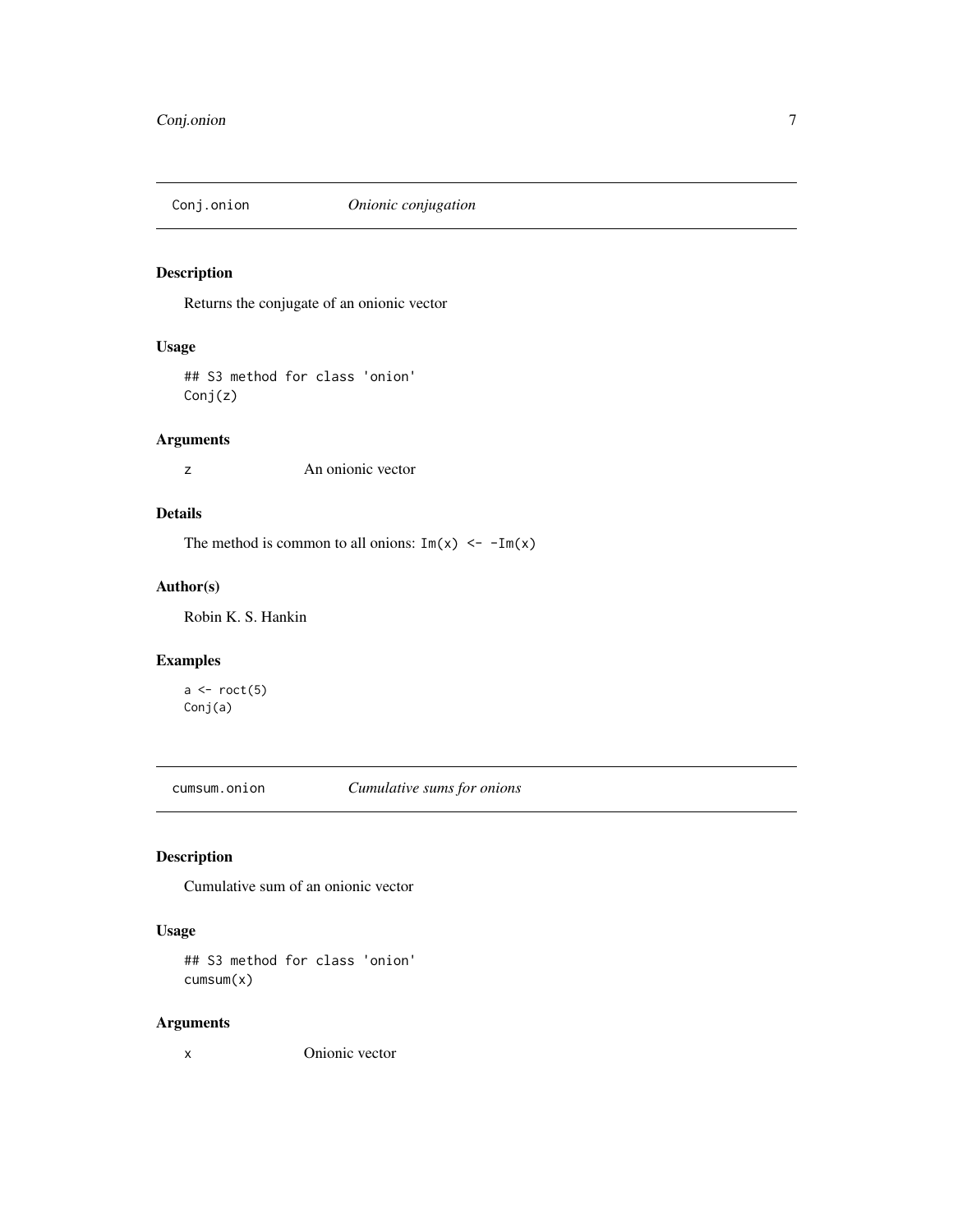## Conj.onion &nbsp;&nbsp;&nbsp; *Onionic conjugation*

### Description

Returns the conjugate of an onionic vector

### Usage

```
## S3 method for class 'onion'
Conj(z)
```

### Arguments

| | |
|---|---|
| z | An onionic vector |

### Details

The method is common to all onions: `Im(x) <- -Im(x)`

### Author(s)

Robin K. S. Hankin

### Examples

```
a <- roct(5)
Conj(a)
```

## cumsum.onion &nbsp;&nbsp;&nbsp; *Cumulative sums for onions*

### Description

Cumulative sum of an onionic vector

### Usage

```
## S3 method for class 'onion'
cumsum(x)
```

### Arguments

| | |
|---|---|
| x | Onionic vector |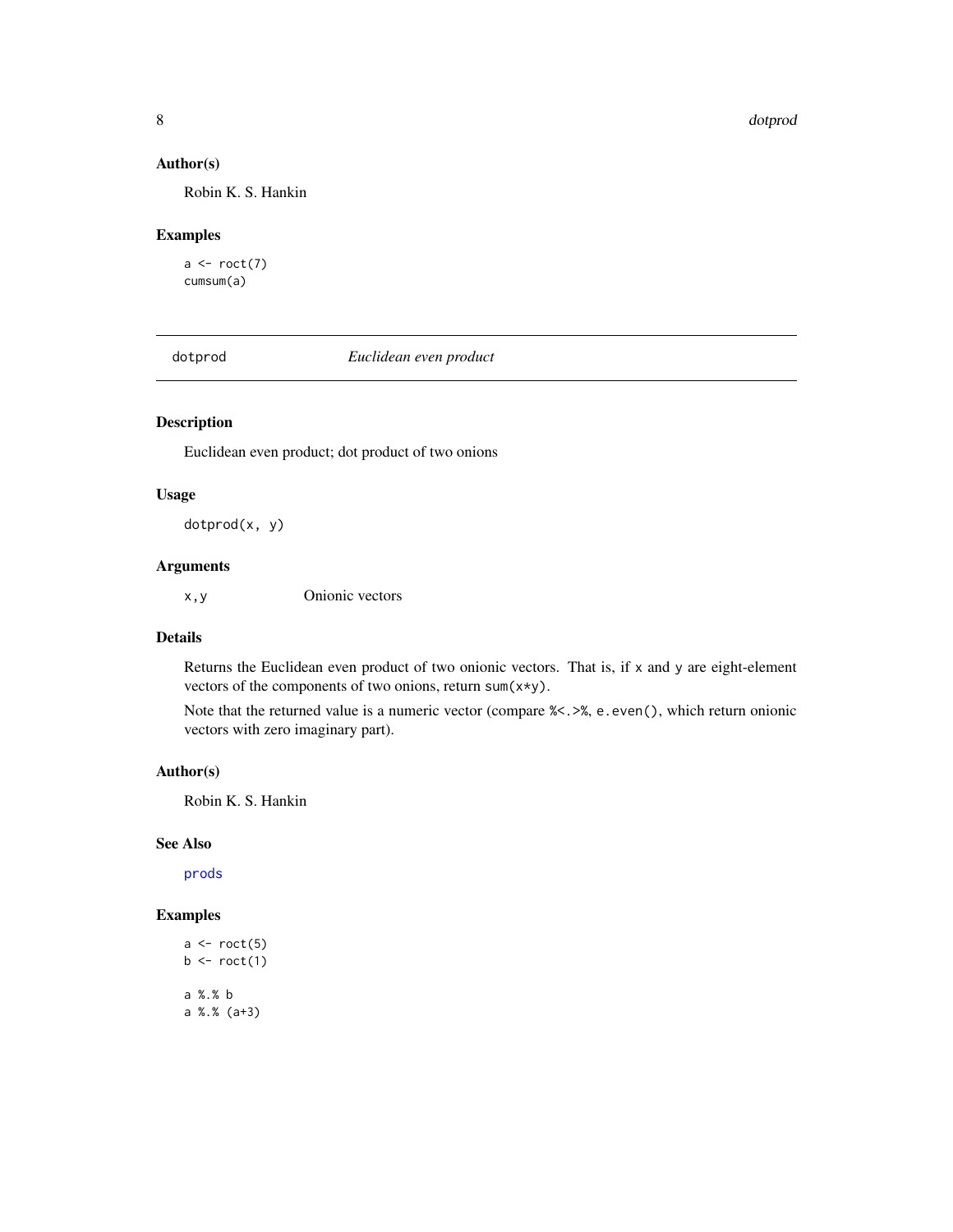### Author(s)

Robin K. S. Hankin

### Examples

```
a <- roct(7)
cumsum(a)
```

---

## dotprod *Euclidean even product*

---

### Description

Euclidean even product; dot product of two onions

### Usage

```
dotprod(x, y)
```

### Arguments

| | |
|---|---|
| `x,y` | Onionic vectors |

### Details

Returns the Euclidean even product of two onionic vectors. That is, if `x` and `y` are eight-element vectors of the components of two onions, return `sum(x*y)`.

Note that the returned value is a numeric vector (compare `%<.>%`, `e.even()`, which return onionic vectors with zero imaginary part).

### Author(s)

Robin K. S. Hankin

### See Also

`prods`

### Examples

```
a <- roct(5)
b <- roct(1)

a %.% b
a %.% (a+3)
```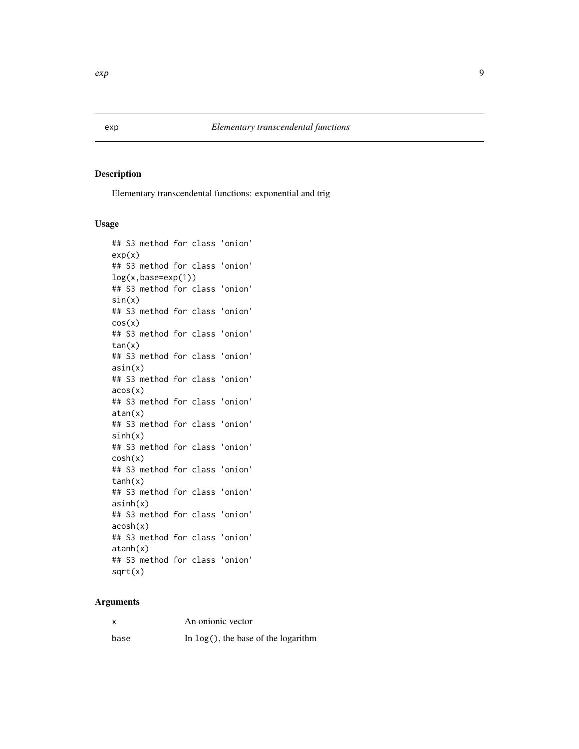exp *Elementary transcendental functions*

## Description

Elementary transcendental functions: exponential and trig

## Usage

```
## S3 method for class 'onion'
exp(x)
## S3 method for class 'onion'
log(x,base=exp(1))
## S3 method for class 'onion'
sin(x)
## S3 method for class 'onion'
cos(x)
## S3 method for class 'onion'
tan(x)
## S3 method for class 'onion'
asin(x)
## S3 method for class 'onion'
acos(x)
## S3 method for class 'onion'
atan(x)
## S3 method for class 'onion'
sinh(x)
## S3 method for class 'onion'
cosh(x)
## S3 method for class 'onion'
tanh(x)
## S3 method for class 'onion'
asinh(x)
## S3 method for class 'onion'
acosh(x)
## S3 method for class 'onion'
atanh(x)
## S3 method for class 'onion'
sqrt(x)
```

## Arguments

| | |
|---|---|
| `x` | An onionic vector |
| `base` | In `log()`, the base of the logarithm |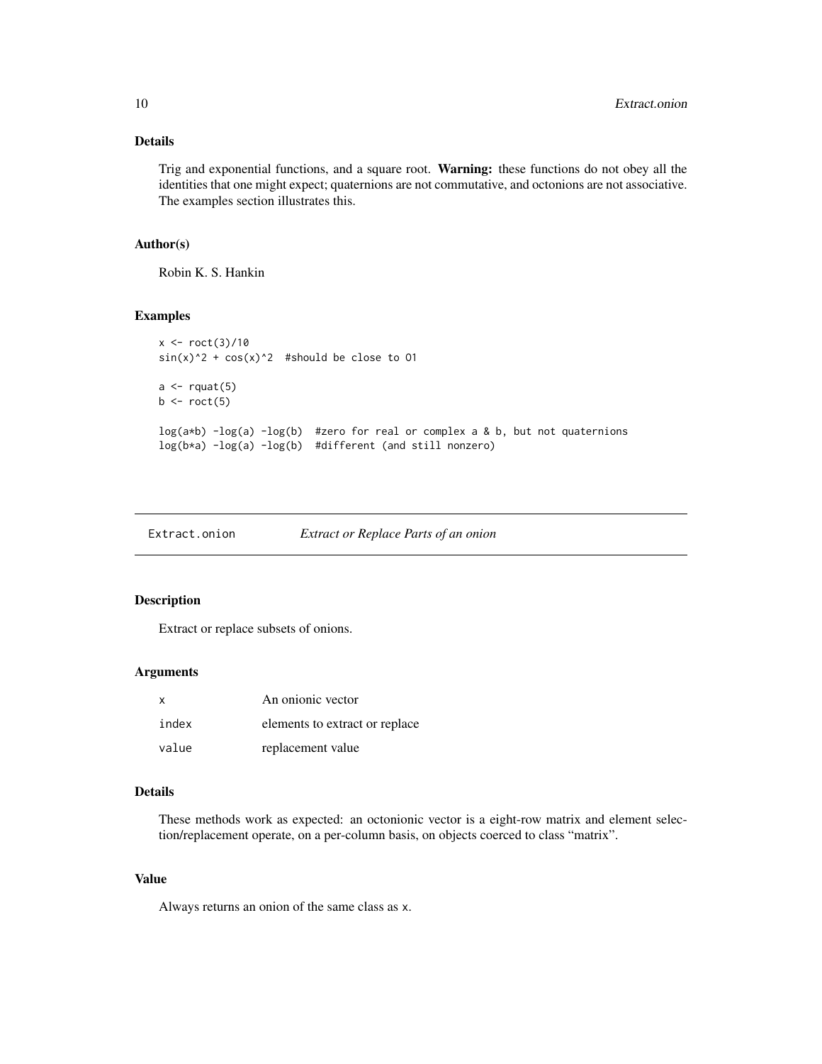### Details

Trig and exponential functions, and a square root. **Warning:** these functions do not obey all the identities that one might expect; quaternions are not commutative, and octonions are not associative. The examples section illustrates this.

### Author(s)

Robin K. S. Hankin

### Examples

```
x <- roct(3)/10
sin(x)^2 + cos(x)^2  #should be close to O1

a <- rquat(5)
b <- roct(5)

log(a*b) -log(a) -log(b)  #zero for real or complex a & b, but not quaternions
log(b*a) -log(a) -log(b)  #different (and still nonzero)
```

---

## Extract.onion &nbsp;&nbsp;&nbsp;&nbsp; *Extract or Replace Parts of an onion*

---

### Description

Extract or replace subsets of onions.

### Arguments

| | |
|---|---|
| `x` | An onionic vector |
| `index` | elements to extract or replace |
| `value` | replacement value |

### Details

These methods work as expected: an octonionic vector is a eight-row matrix and element selection/replacement operate, on a per-column basis, on objects coerced to class "matrix".

### Value

Always returns an onion of the same class as `x`.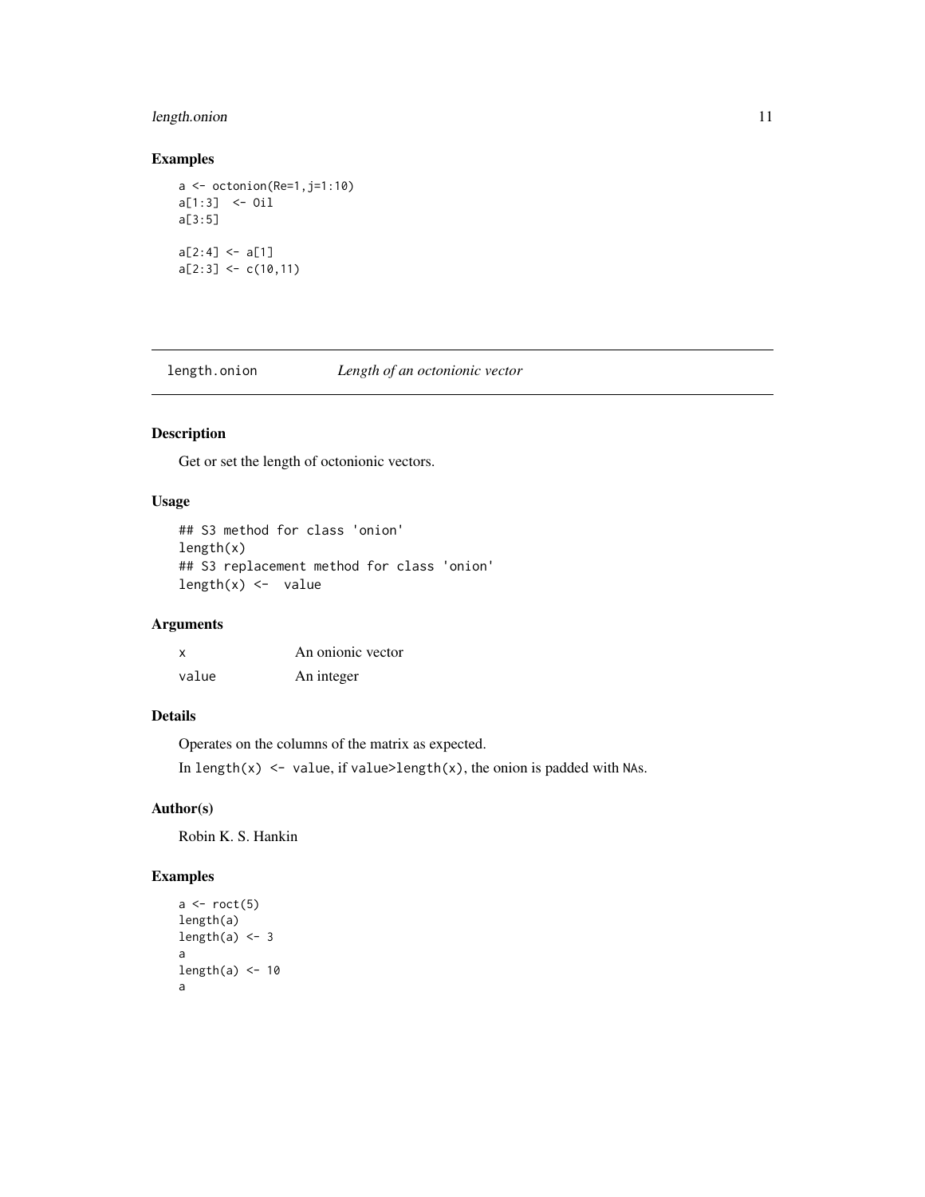## Examples

```
a <- octonion(Re=1,j=1:10)
a[1:3]  <- Oil
a[3:5]

a[2:4] <- a[1]
a[2:3] <- c(10,11)
```

---

# length.onion *Length of an octonionic vector*

---

## Description

Get or set the length of octonionic vectors.

## Usage

```
## S3 method for class 'onion'
length(x)
## S3 replacement method for class 'onion'
length(x) <-  value
```

## Arguments

| | |
|---|---|
| x | An onionic vector |
| value | An integer |

## Details

Operates on the columns of the matrix as expected.

In `length(x) <- value`, if `value>length(x)`, the onion is padded with NAs.

## Author(s)

Robin K. S. Hankin

## Examples

```
a <- roct(5)
length(a)
length(a) <- 3
a
length(a) <- 10
a
```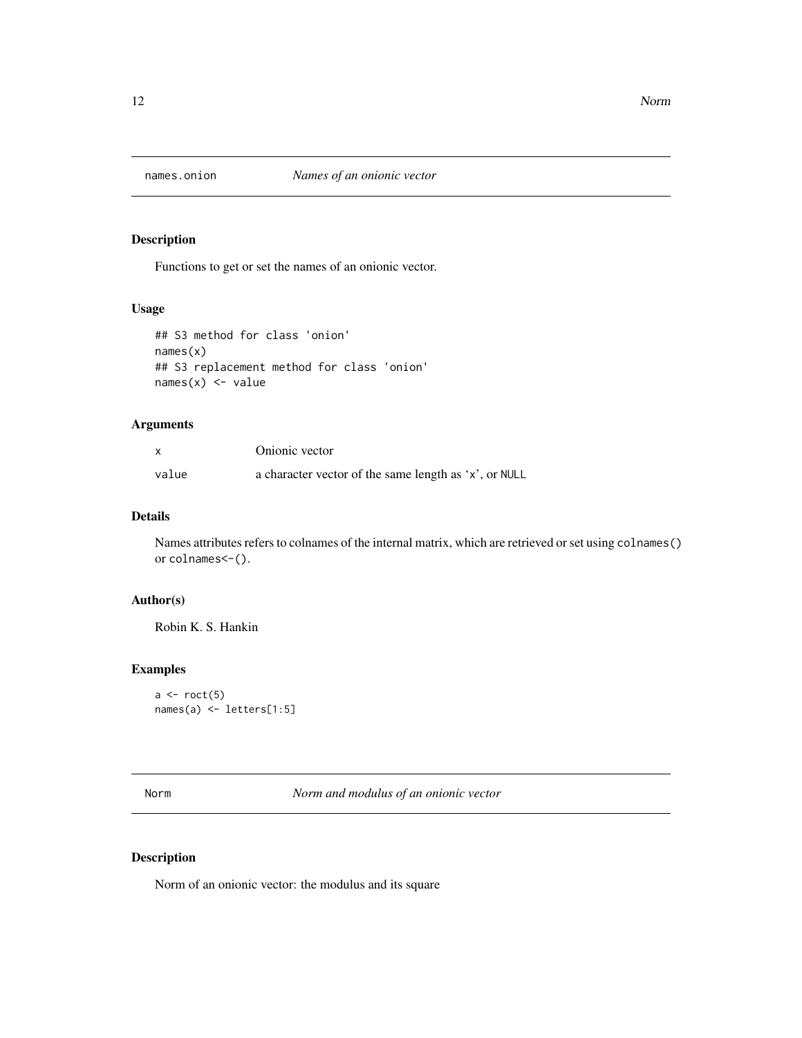# names.onion — *Names of an onionic vector*

## Description

Functions to get or set the names of an onionic vector.

## Usage

```
## S3 method for class 'onion'
names(x)
## S3 replacement method for class 'onion'
names(x) <- value
```

## Arguments

| | |
|---|---|
| x | Onionic vector |
| value | a character vector of the same length as 'x', or NULL |

## Details

Names attributes refers to colnames of the internal matrix, which are retrieved or set using `colnames()` or `colnames<-()`.

## Author(s)

Robin K. S. Hankin

## Examples

```
a <- roct(5)
names(a) <- letters[1:5]
```

# Norm — *Norm and modulus of an onionic vector*

## Description

Norm of an onionic vector: the modulus and its square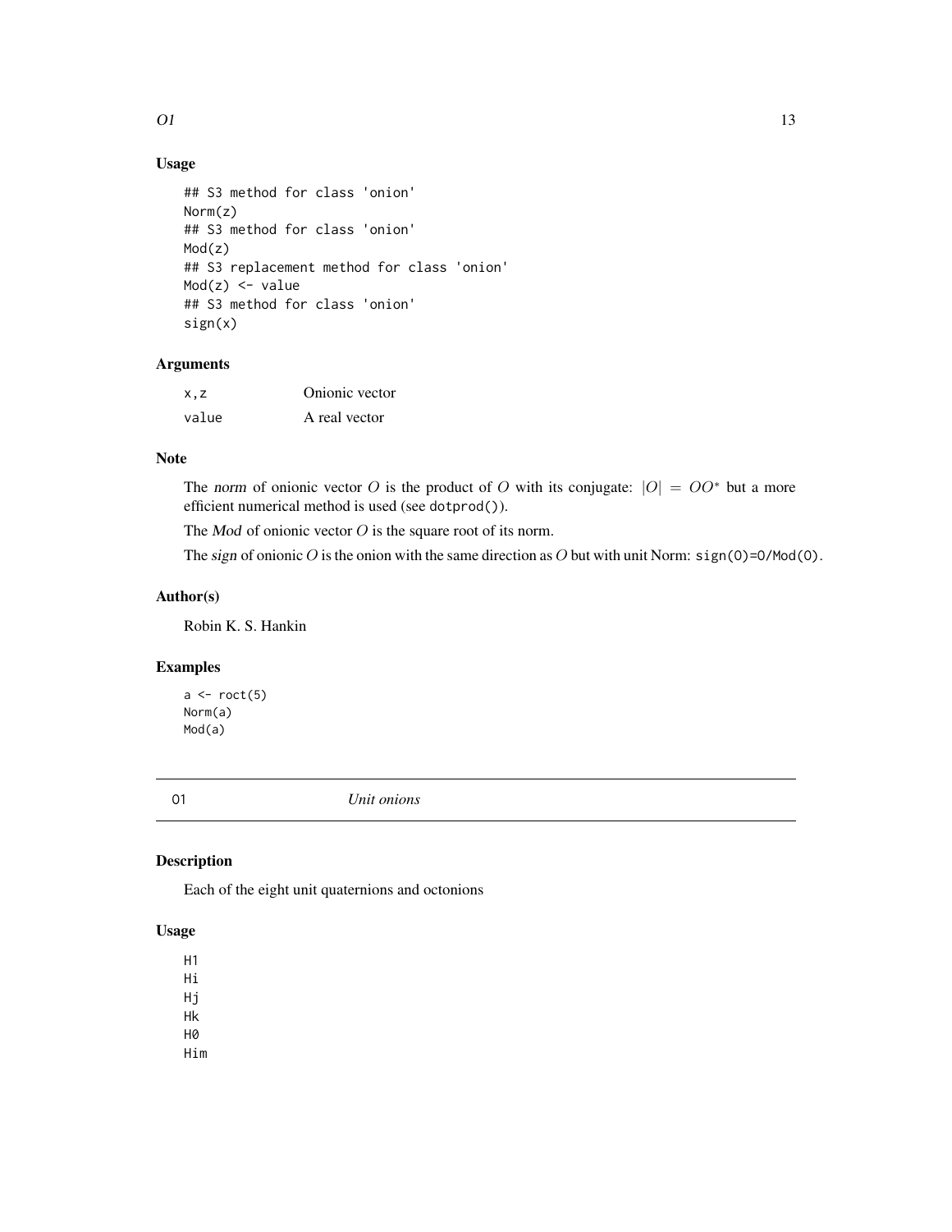## Usage

```
## S3 method for class 'onion'
Norm(z)
## S3 method for class 'onion'
Mod(z)
## S3 replacement method for class 'onion'
Mod(z) <- value
## S3 method for class 'onion'
sign(x)
```

## Arguments

| | |
|---|---|
| `x,z` | Onionic vector |
| `value` | A real vector |

## Note

The *norm* of onionic vector $O$ is the product of $O$ with its conjugate: $|O| = OO^*$ but a more efficient numerical method is used (see `dotprod()`).

The *Mod* of onionic vector $O$ is the square root of its norm.

The *sign* of onionic $O$ is the onion with the same direction as $O$ but with unit Norm: `sign(O)=O/Mod(O)`.

## Author(s)

Robin K. S. Hankin

## Examples

```
a <- roct(5)
Norm(a)
Mod(a)
```

---

# O1 — *Unit onions*

## Description

Each of the eight unit quaternions and octonions

## Usage

```
H1
Hi
Hj
Hk
H0
Him
```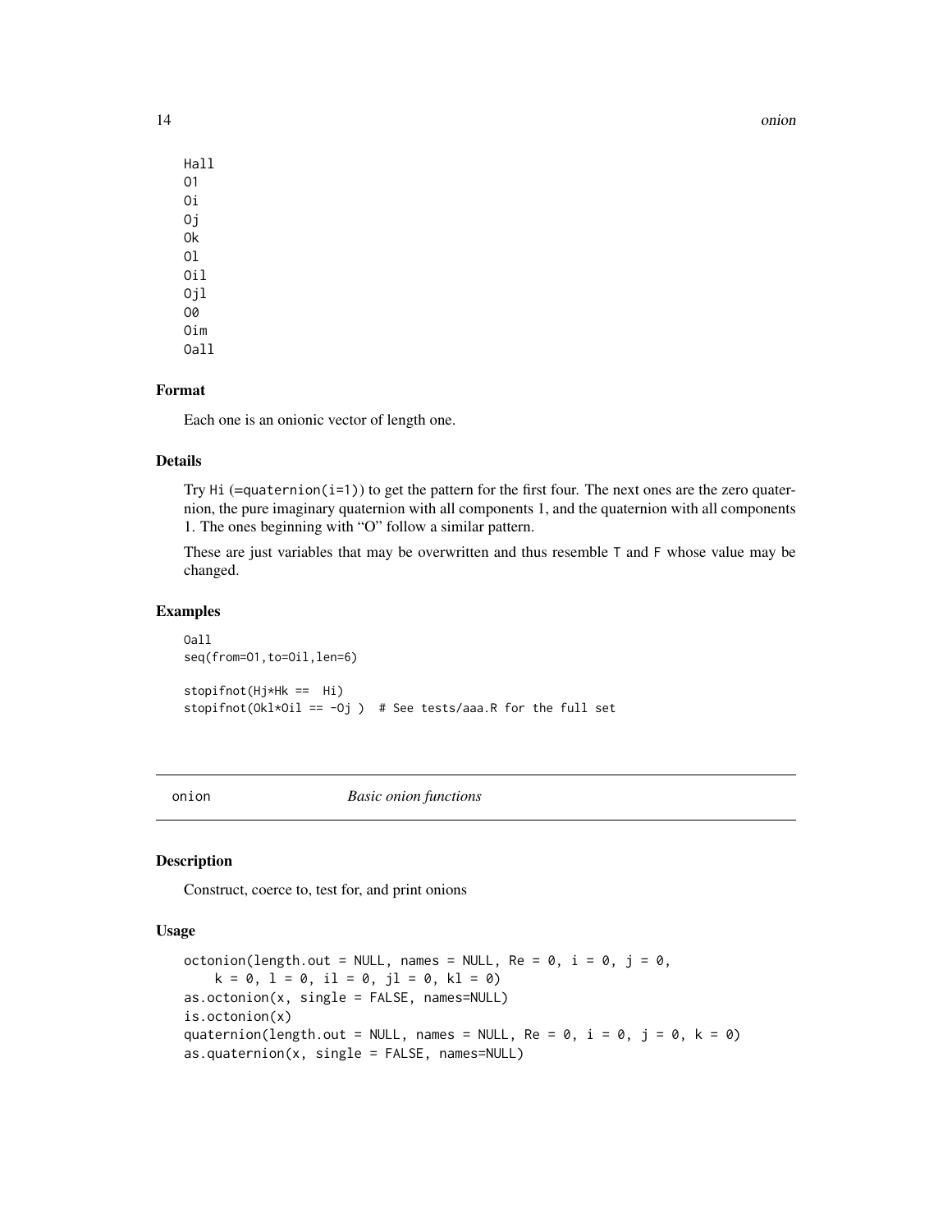```
Hall
O1
Oi
Oj
Ok
Ol
Oil
Ojl
O0
Oim
Oall
```

### Format

Each one is an onionic vector of length one.

### Details

Try `Hi` (=`quaternion(i=1)`) to get the pattern for the first four. The next ones are the zero quaternion, the pure imaginary quaternion with all components 1, and the quaternion with all components 1. The ones beginning with "O" follow a similar pattern.

These are just variables that may be overwritten and thus resemble `T` and `F` whose value may be changed.

### Examples

```
Oall
seq(from=O1,to=Oil,len=6)

stopifnot(Hj*Hk ==  Hi)
stopifnot(Okl*Oil == -Oj )  # See tests/aaa.R for the full set
```

---

## onion *Basic onion functions*

### Description

Construct, coerce to, test for, and print onions

### Usage

```
octonion(length.out = NULL, names = NULL, Re = 0, i = 0, j = 0,
    k = 0, l = 0, il = 0, jl = 0, kl = 0)
as.octonion(x, single = FALSE, names=NULL)
is.octonion(x)
quaternion(length.out = NULL, names = NULL, Re = 0, i = 0, j = 0, k = 0)
as.quaternion(x, single = FALSE, names=NULL)
```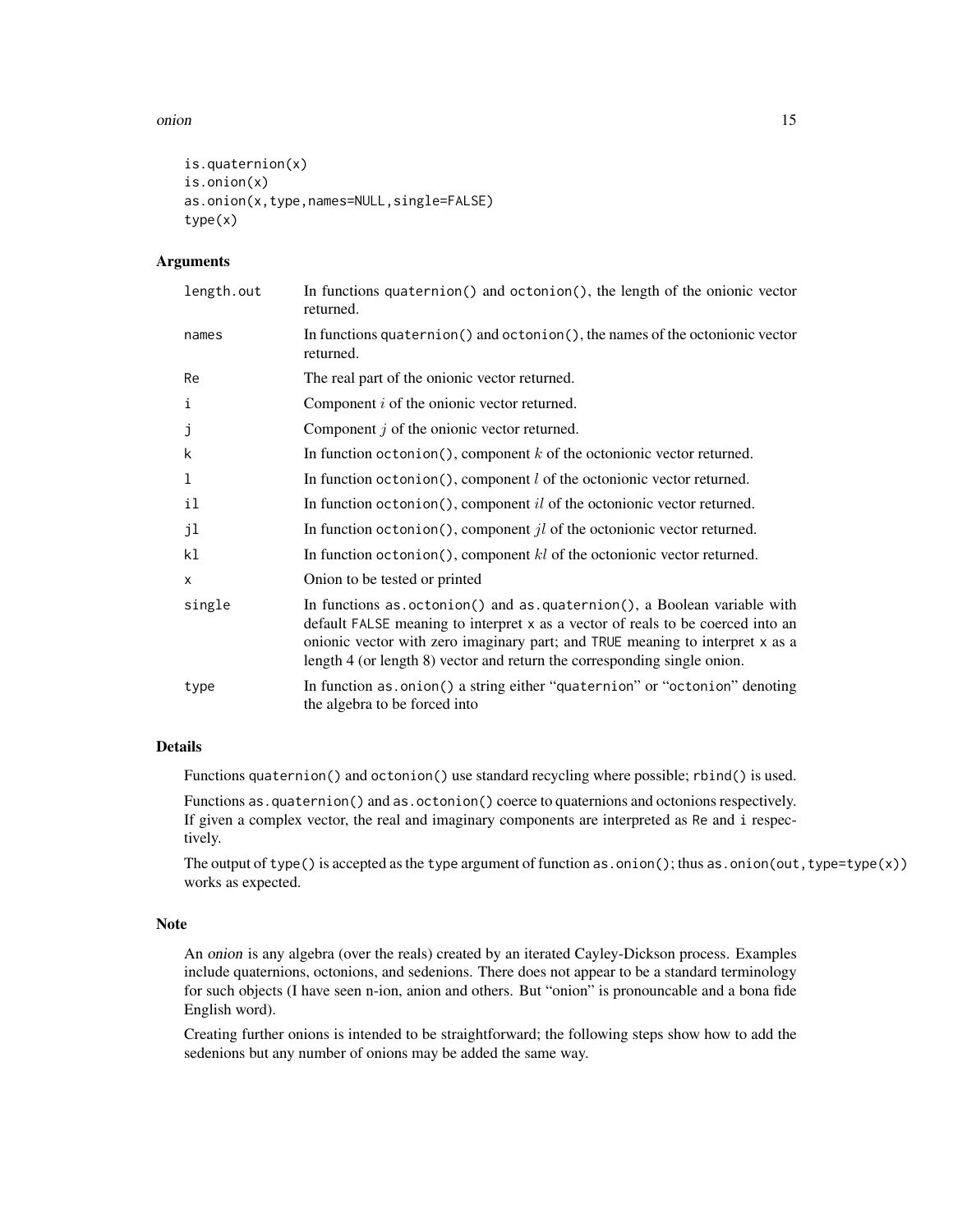```
is.quaternion(x)
is.onion(x)
as.onion(x,type,names=NULL,single=FALSE)
type(x)
```

## Arguments

| | |
|---|---|
| length.out | In functions quaternion() and octonion(), the length of the onionic vector returned. |
| names | In functions quaternion() and octonion(), the names of the octonionic vector returned. |
| Re | The real part of the onionic vector returned. |
| i | Component $i$ of the onionic vector returned. |
| j | Component $j$ of the onionic vector returned. |
| k | In function octonion(), component $k$ of the octonionic vector returned. |
| l | In function octonion(), component $l$ of the octonionic vector returned. |
| il | In function octonion(), component $il$ of the octonionic vector returned. |
| jl | In function octonion(), component $jl$ of the octonionic vector returned. |
| kl | In function octonion(), component $kl$ of the octonionic vector returned. |
| x | Onion to be tested or printed |
| single | In functions as.octonion() and as.quaternion(), a Boolean variable with default FALSE meaning to interpret x as a vector of reals to be coerced into an onionic vector with zero imaginary part; and TRUE meaning to interpret x as a length 4 (or length 8) vector and return the corresponding single onion. |
| type | In function as.onion() a string either "quaternion" or "octonion" denoting the algebra to be forced into |

## Details

Functions quaternion() and octonion() use standard recycling where possible; rbind() is used.

Functions as.quaternion() and as.octonion() coerce to quaternions and octonions respectively. If given a complex vector, the real and imaginary components are interpreted as Re and i respectively.

The output of type() is accepted as the type argument of function as.onion(); thus as.onion(out,type=type(x)) works as expected.

## Note

An *onion* is any algebra (over the reals) created by an iterated Cayley-Dickson process. Examples include quaternions, octonions, and sedenions. There does not appear to be a standard terminology for such objects (I have seen n-ion, anion and others. But "onion" is pronouncable and a bona fide English word).

Creating further onions is intended to be straightforward; the following steps show how to add the sedenions but any number of onions may be added the same way.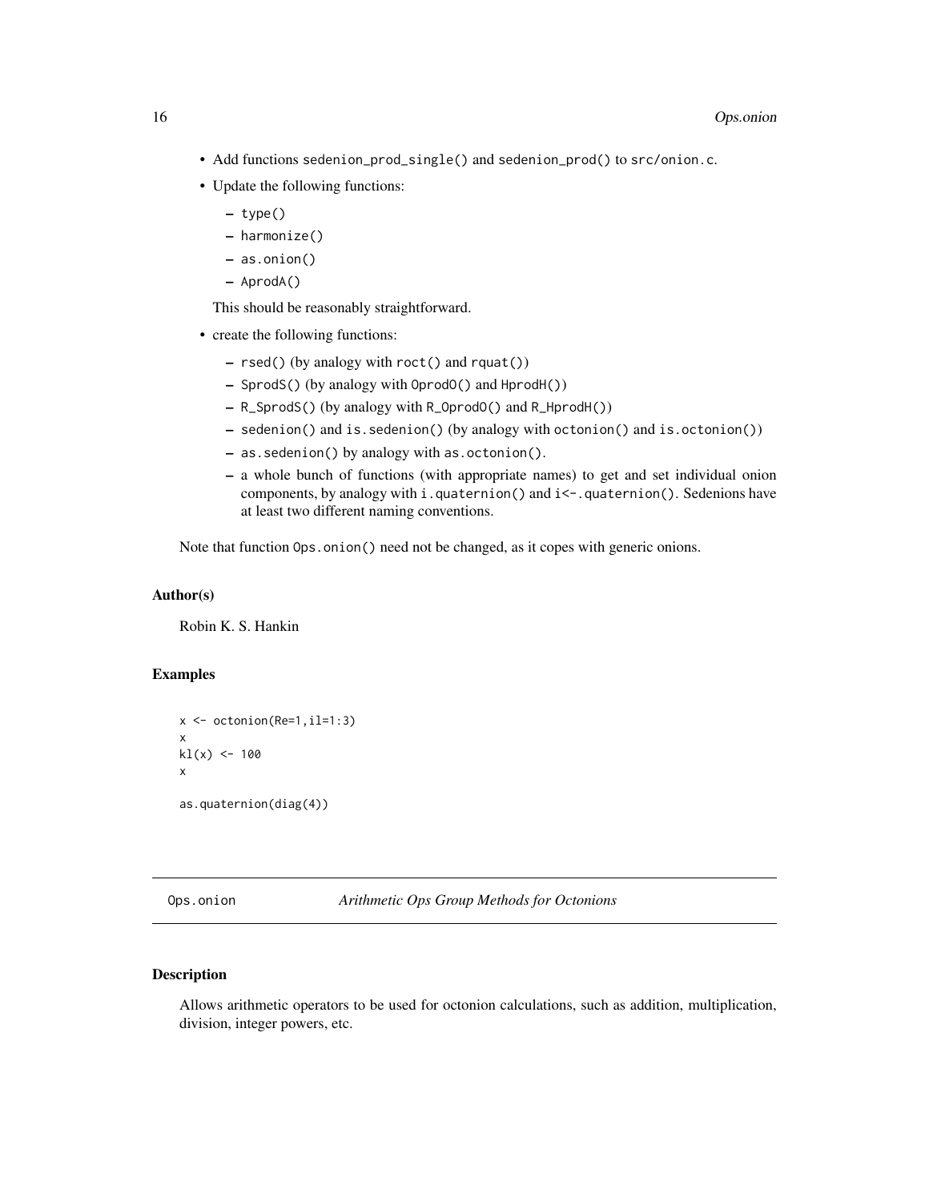- Add functions `sedenion_prod_single()` and `sedenion_prod()` to `src/onion.c`.
- Update the following functions:
  - `type()`
  - `harmonize()`
  - `as.onion()`
  - `AprodA()`

  This should be reasonably straightforward.
- create the following functions:
  - `rsed()` (by analogy with `roct()` and `rquat()`)
  - `SprodS()` (by analogy with `OprodO()` and `HprodH()`)
  - `R_SprodS()` (by analogy with `R_OprodO()` and `R_HprodH()`)
  - `sedenion()` and `is.sedenion()` (by analogy with `octonion()` and `is.octonion()`)
  - `as.sedenion()` by analogy with `as.octonion()`.
  - a whole bunch of functions (with appropriate names) to get and set individual onion components, by analogy with `i.quaternion()` and `i<-.quaternion()`. Sedenions have at least two different naming conventions.

Note that function `Ops.onion()` need not be changed, as it copes with generic onions.

### Author(s)

Robin K. S. Hankin

### Examples

```
x <- octonion(Re=1,il=1:3)
x
kl(x) <- 100
x

as.quaternion(diag(4))
```

---

## Ops.onion *Arithmetic Ops Group Methods for Octonions*

### Description

Allows arithmetic operators to be used for octonion calculations, such as addition, multiplication, division, integer powers, etc.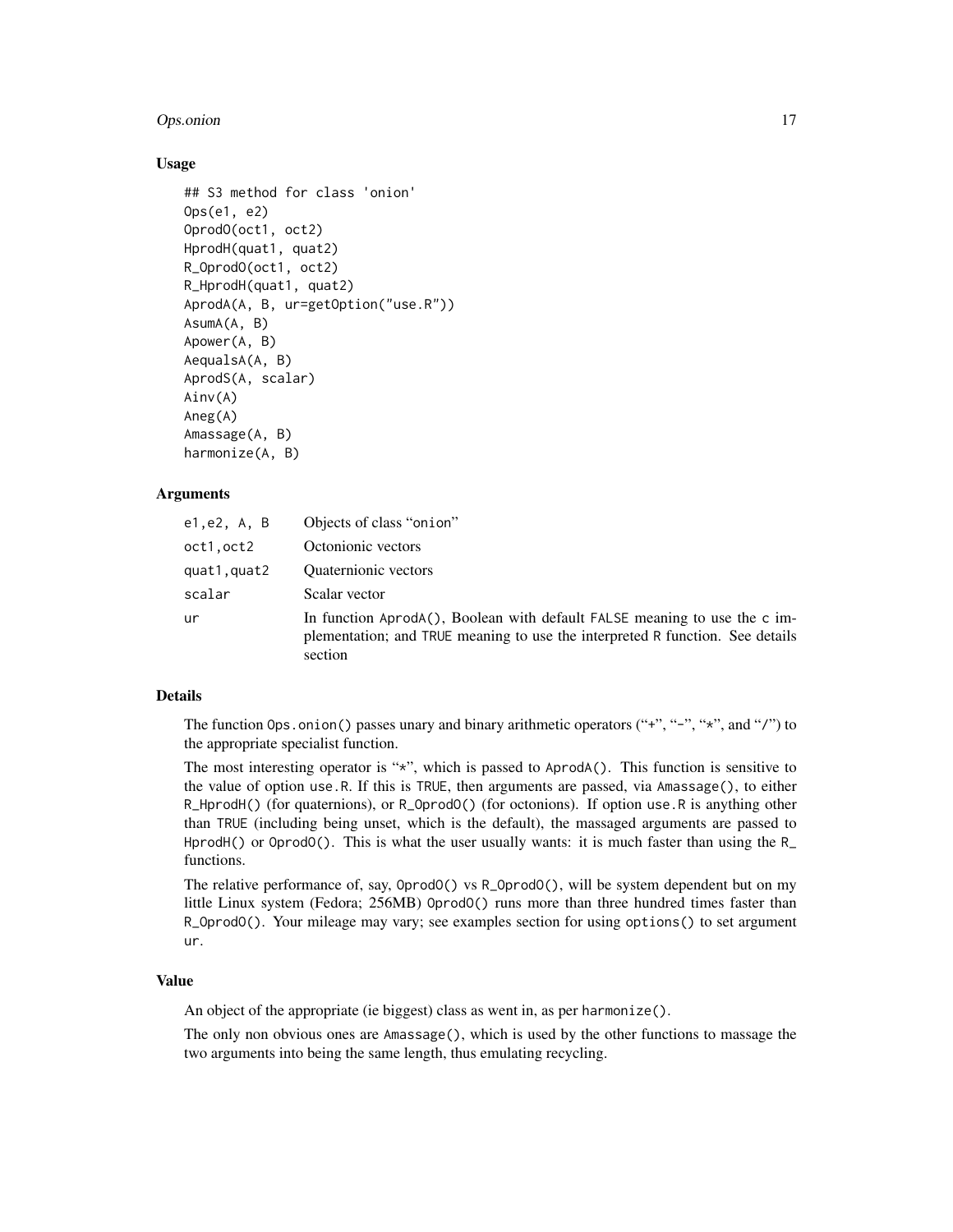### Usage

```
## S3 method for class 'onion'
Ops(e1, e2)
OprodO(oct1, oct2)
HprodH(quat1, quat2)
R_OprodO(oct1, oct2)
R_HprodH(quat1, quat2)
AprodA(A, B, ur=getOption("use.R"))
AsumA(A, B)
Apower(A, B)
AequalsA(A, B)
AprodS(A, scalar)
Ainv(A)
Aneg(A)
Amassage(A, B)
harmonize(A, B)
```

### Arguments

| | |
|---|---|
| `e1,e2, A, B` | Objects of class "onion" |
| `oct1,oct2` | Octonionic vectors |
| `quat1,quat2` | Quaternionic vectors |
| `scalar` | Scalar vector |
| `ur` | In function `AprodA()`, Boolean with default `FALSE` meaning to use the `c` implementation; and `TRUE` meaning to use the interpreted `R` function. See details section |

### Details

The function `Ops.onion()` passes unary and binary arithmetic operators ("+", "-", "*", and "/") to the appropriate specialist function.

The most interesting operator is "*", which is passed to `AprodA()`. This function is sensitive to the value of option `use.R`. If this is `TRUE`, then arguments are passed, via `Amassage()`, to either `R_HprodH()` (for quaternions), or `R_OprodO()` (for octonions). If option `use.R` is anything other than `TRUE` (including being unset, which is the default), the massaged arguments are passed to `HprodH()` or `OprodO()`. This is what the user usually wants: it is much faster than using the `R_` functions.

The relative performance of, say, `OprodO()` vs `R_OprodO()`, will be system dependent but on my little Linux system (Fedora; 256MB) `OprodO()` runs more than three hundred times faster than `R_OprodO()`. Your mileage may vary; see examples section for using `options()` to set argument `ur`.

### Value

An object of the appropriate (ie biggest) class as went in, as per `harmonize()`.

The only non obvious ones are `Amassage()`, which is used by the other functions to massage the two arguments into being the same length, thus emulating recycling.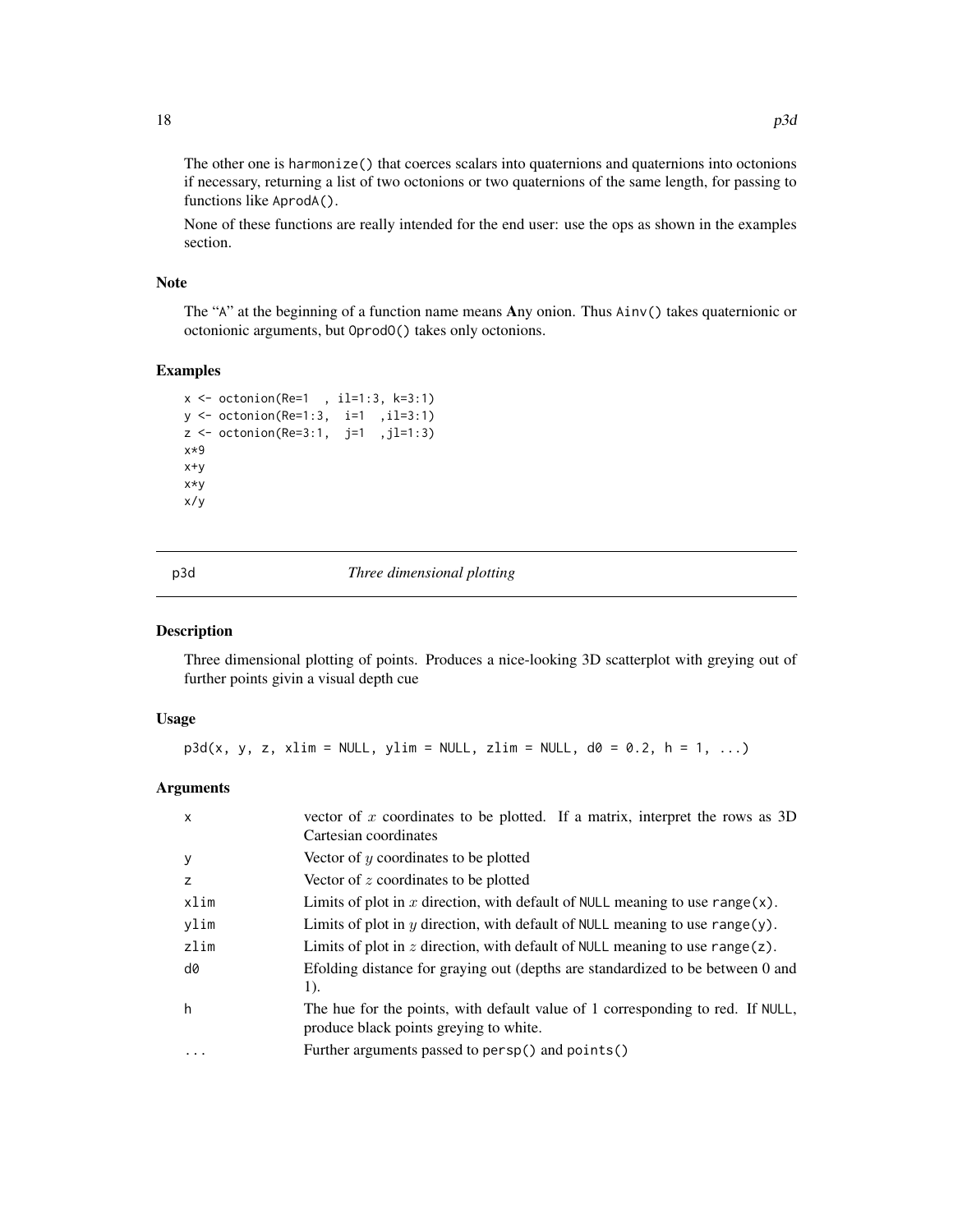The other one is `harmonize()` that coerces scalars into quaternions and quaternions into octonions if necessary, returning a list of two octonions or two quaternions of the same length, for passing to functions like `AprodA()`.

None of these functions are really intended for the end user: use the ops as shown in the examples section.

## Note

The "A" at the beginning of a function name means **A**ny onion. Thus `Ainv()` takes quaternionic or octonionic arguments, but `OprodO()` takes only octonions.

## Examples

```
x <- octonion(Re=1  , il=1:3, k=3:1)
y <- octonion(Re=1:3,  i=1  ,il=3:1)
z <- octonion(Re=3:1,  j=1  ,jl=1:3)
x*9
x+y
x*y
x/y
```

---

# p3d *Three dimensional plotting*

## Description

Three dimensional plotting of points. Produces a nice-looking 3D scatterplot with greying out of further points givin a visual depth cue

## Usage

```
p3d(x, y, z, xlim = NULL, ylim = NULL, zlim = NULL, d0 = 0.2, h = 1, ...)
```

## Arguments

| | |
|---|---|
| x | vector of $x$ coordinates to be plotted. If a matrix, interpret the rows as 3D Cartesian coordinates |
| y | Vector of $y$ coordinates to be plotted |
| z | Vector of $z$ coordinates to be plotted |
| xlim | Limits of plot in $x$ direction, with default of NULL meaning to use range(x). |
| ylim | Limits of plot in $y$ direction, with default of NULL meaning to use range(y). |
| zlim | Limits of plot in $z$ direction, with default of NULL meaning to use range(z). |
| d0 | Efolding distance for graying out (depths are standardized to be between 0 and 1). |
| h | The hue for the points, with default value of 1 corresponding to red. If NULL, produce black points greying to white. |
| ... | Further arguments passed to persp() and points() |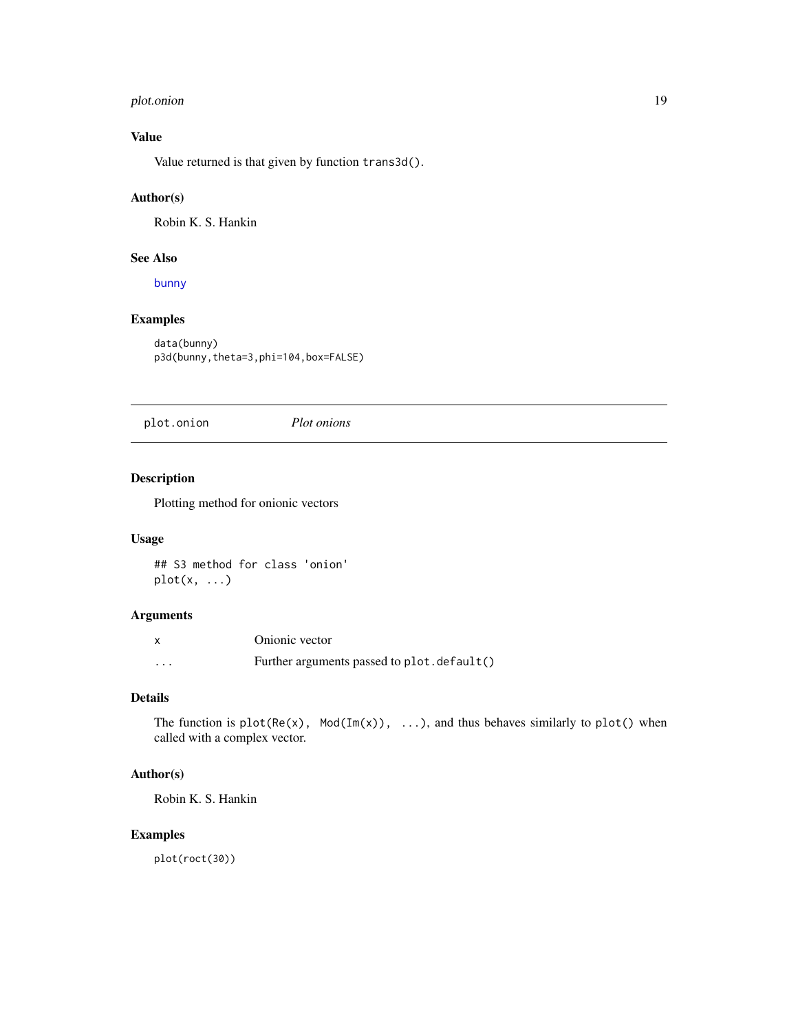### Value

Value returned is that given by function `trans3d()`.

### Author(s)

Robin K. S. Hankin

### See Also

bunny

### Examples

```
data(bunny)
p3d(bunny,theta=3,phi=104,box=FALSE)
```

---

## plot.onion — *Plot onions*

### Description

Plotting method for onionic vectors

### Usage

```
## S3 method for class 'onion'
plot(x, ...)
```

### Arguments

| | |
|---|---|
| `x` | Onionic vector |
| `...` | Further arguments passed to `plot.default()` |

### Details

The function is `plot(Re(x), Mod(Im(x)), ...)`, and thus behaves similarly to `plot()` when called with a complex vector.

### Author(s)

Robin K. S. Hankin

### Examples

```
plot(roct(30))
```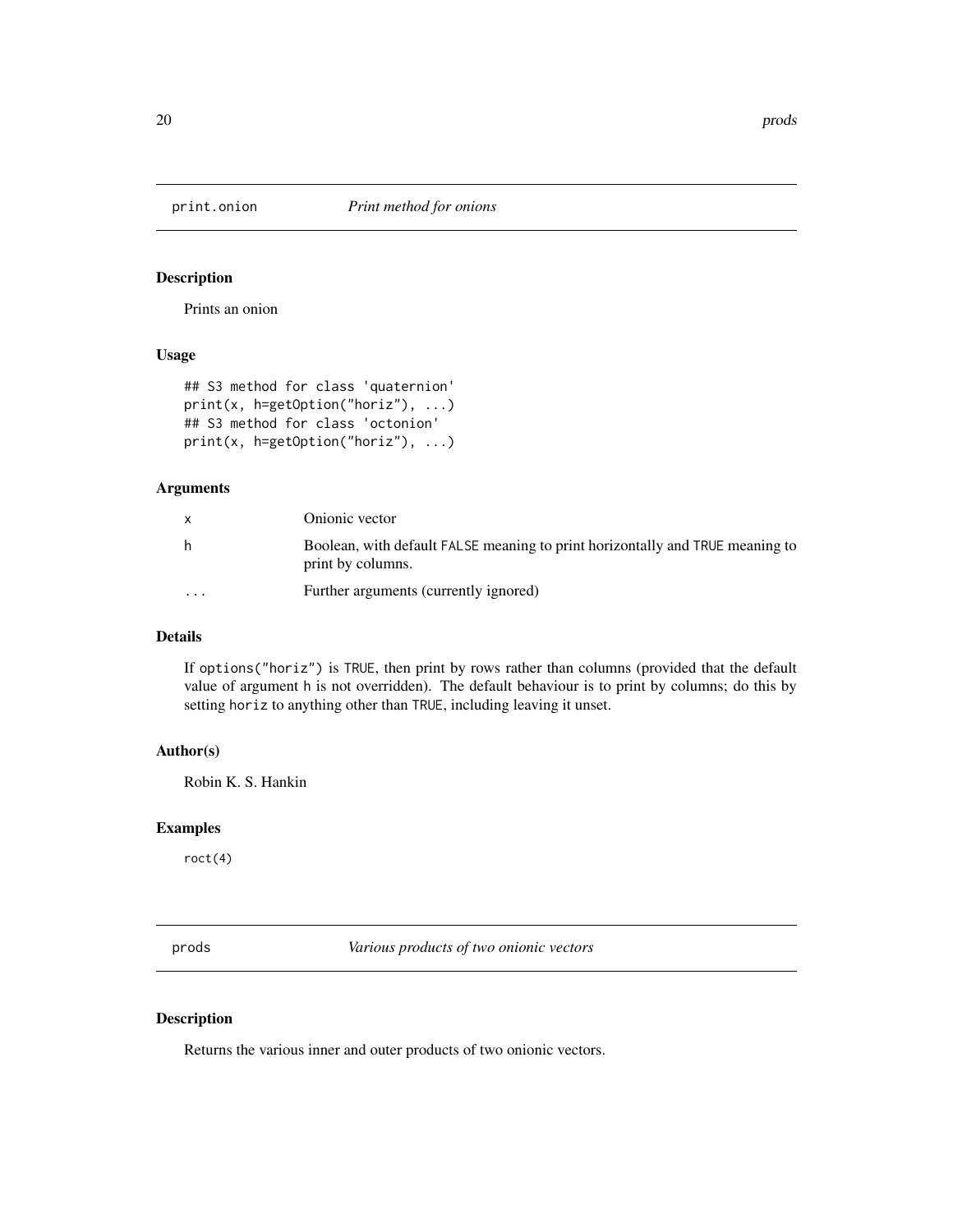## print.onion *Print method for onions*

### Description

Prints an onion

### Usage

```
## S3 method for class 'quaternion'
print(x, h=getOption("horiz"), ...)
## S3 method for class 'octonion'
print(x, h=getOption("horiz"), ...)
```

### Arguments

| | |
|---|---|
| x | Onionic vector |
| h | Boolean, with default FALSE meaning to print horizontally and TRUE meaning to print by columns. |
| ... | Further arguments (currently ignored) |

### Details

If options("horiz") is TRUE, then print by rows rather than columns (provided that the default value of argument h is not overridden). The default behaviour is to print by columns; do this by setting horiz to anything other than TRUE, including leaving it unset.

### Author(s)

Robin K. S. Hankin

### Examples

```
roct(4)
```

## prods *Various products of two onionic vectors*

### Description

Returns the various inner and outer products of two onionic vectors.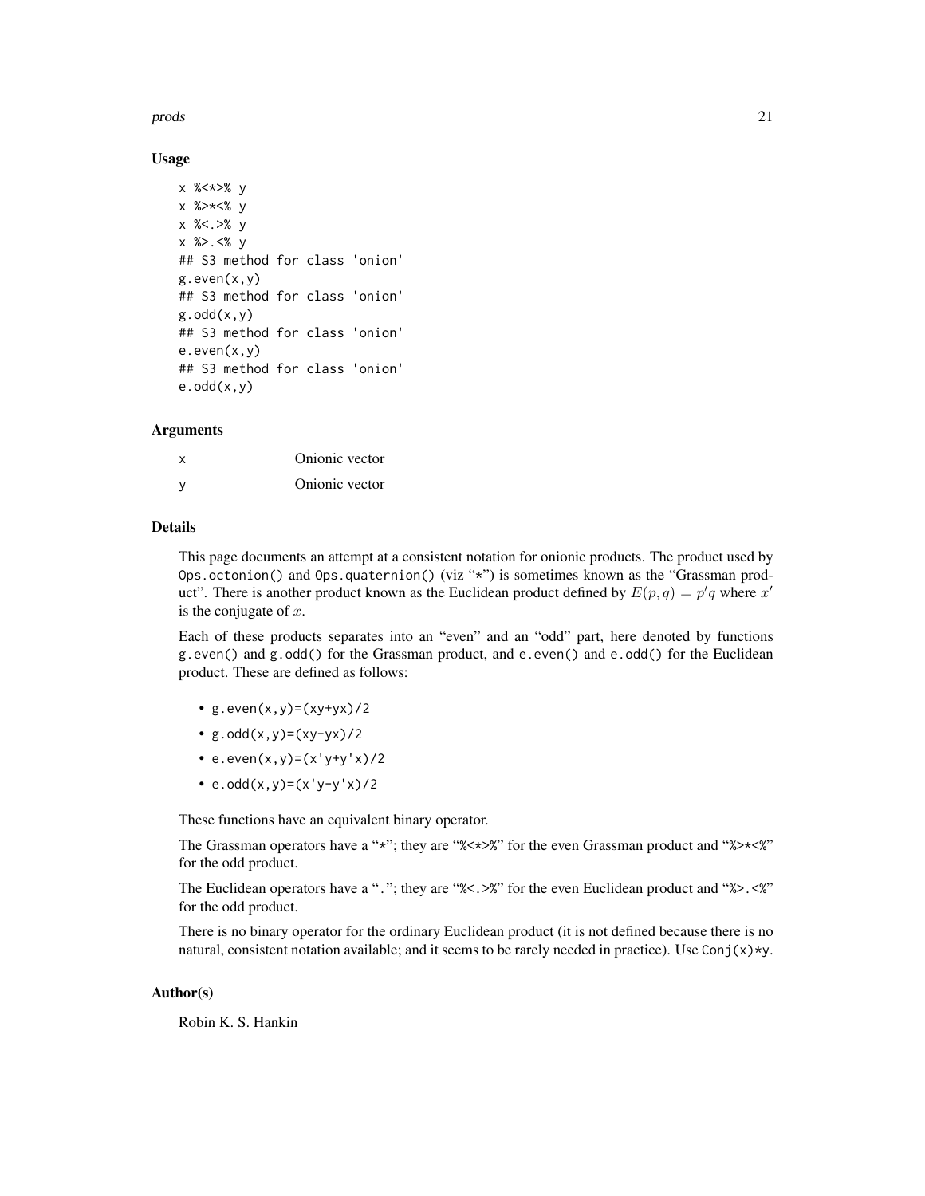### Usage

```
x %<*>% y
x %>*<% y
x %<.>% y
x %>.<% y
## S3 method for class 'onion'
g.even(x,y)
## S3 method for class 'onion'
g.odd(x,y)
## S3 method for class 'onion'
e.even(x,y)
## S3 method for class 'onion'
e.odd(x,y)
```

### Arguments

| | |
|---|---|
| x | Onionic vector |
| y | Onionic vector |

### Details

This page documents an attempt at a consistent notation for onionic products. The product used by `Ops.octonion()` and `Ops.quaternion()` (viz "`*`") is sometimes known as the "Grassman product". There is another product known as the Euclidean product defined by $E(p, q) = p'q$ where $x'$ is the conjugate of $x$.

Each of these products separates into an "even" and an "odd" part, here denoted by functions `g.even()` and `g.odd()` for the Grassman product, and `e.even()` and `e.odd()` for the Euclidean product. These are defined as follows:

- `g.even(x,y)=(xy+yx)/2`
- `g.odd(x,y)=(xy-yx)/2`
- `e.even(x,y)=(x'y+y'x)/2`
- `e.odd(x,y)=(x'y-y'x)/2`

These functions have an equivalent binary operator.

The Grassman operators have a "`*`"; they are "`%<*>%`" for the even Grassman product and "`%>*<%`" for the odd product.

The Euclidean operators have a "`.`"; they are "`%<.>%`" for the even Euclidean product and "`%>.<%`" for the odd product.

There is no binary operator for the ordinary Euclidean product (it is not defined because there is no natural, consistent notation available; and it seems to be rarely needed in practice). Use `Conj(x)*y`.

### Author(s)

Robin K. S. Hankin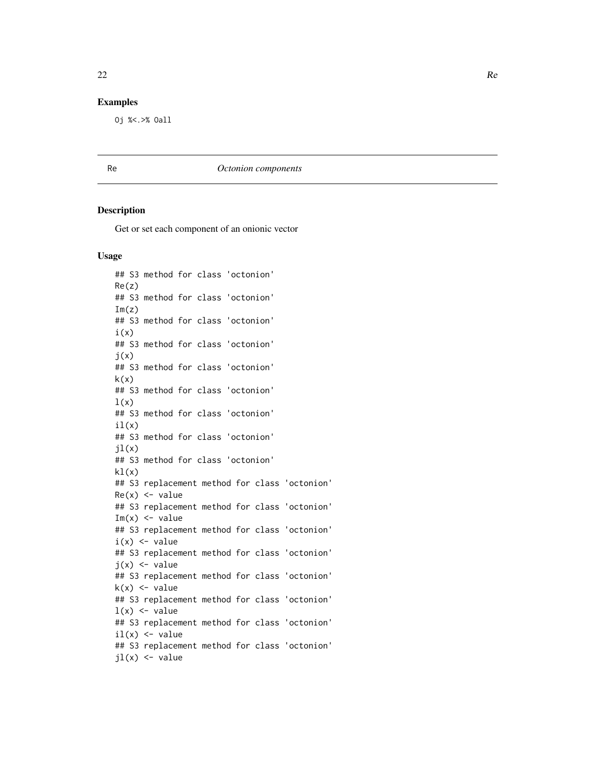## Examples

```
Oj %<.>% Oall
```

---

Re *Octonion components*

---

## Description

Get or set each component of an onionic vector

## Usage

```
## S3 method for class 'octonion'
Re(z)
## S3 method for class 'octonion'
Im(z)
## S3 method for class 'octonion'
i(x)
## S3 method for class 'octonion'
j(x)
## S3 method for class 'octonion'
k(x)
## S3 method for class 'octonion'
l(x)
## S3 method for class 'octonion'
il(x)
## S3 method for class 'octonion'
jl(x)
## S3 method for class 'octonion'
kl(x)
## S3 replacement method for class 'octonion'
Re(x) <- value
## S3 replacement method for class 'octonion'
Im(x) <- value
## S3 replacement method for class 'octonion'
i(x) <- value
## S3 replacement method for class 'octonion'
j(x) <- value
## S3 replacement method for class 'octonion'
k(x) <- value
## S3 replacement method for class 'octonion'
l(x) <- value
## S3 replacement method for class 'octonion'
il(x) <- value
## S3 replacement method for class 'octonion'
jl(x) <- value
```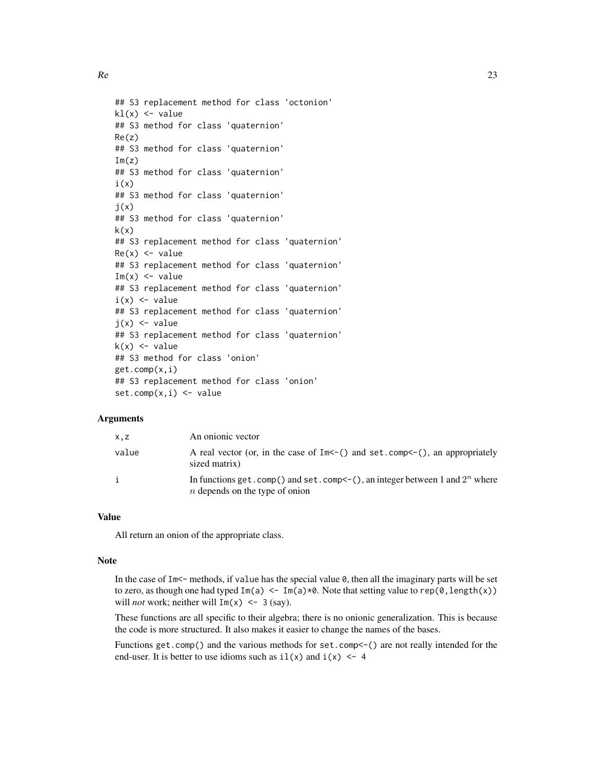```
## S3 replacement method for class 'octonion'
kl(x) <- value
## S3 method for class 'quaternion'
Re(z)
## S3 method for class 'quaternion'
Im(z)
## S3 method for class 'quaternion'
i(x)
## S3 method for class 'quaternion'
j(x)
## S3 method for class 'quaternion'
k(x)
## S3 replacement method for class 'quaternion'
Re(x) <- value
## S3 replacement method for class 'quaternion'
Im(x) <- value
## S3 replacement method for class 'quaternion'
i(x) <- value
## S3 replacement method for class 'quaternion'
j(x) <- value
## S3 replacement method for class 'quaternion'
k(x) <- value
## S3 method for class 'onion'
get.comp(x,i)
## S3 replacement method for class 'onion'
set.comp(x,i) <- value
```

### Arguments

| | |
|---|---|
| `x,z` | An onionic vector |
| `value` | A real vector (or, in the case of `Im<-()` and `set.comp<-()`, an appropriately sized matrix) |
| `i` | In functions `get.comp()` and `set.comp<-()`, an integer between 1 and $2^n$ where $n$ depends on the type of onion |

### Value

All return an onion of the appropriate class.

### Note

In the case of `Im<-` methods, if `value` has the special value `0`, then all the imaginary parts will be set to zero, as though one had typed `Im(a) <- Im(a)*0`. Note that setting value to `rep(0,length(x))` will *not* work; neither will `Im(x) <- 3` (say).

These functions are all specific to their algebra; there is no onionic generalization. This is because the code is more structured. It also makes it easier to change the names of the bases.

Functions `get.comp()` and the various methods for `set.comp<-()` are not really intended for the end-user. It is better to use idioms such as `il(x)` and `i(x) <- 4`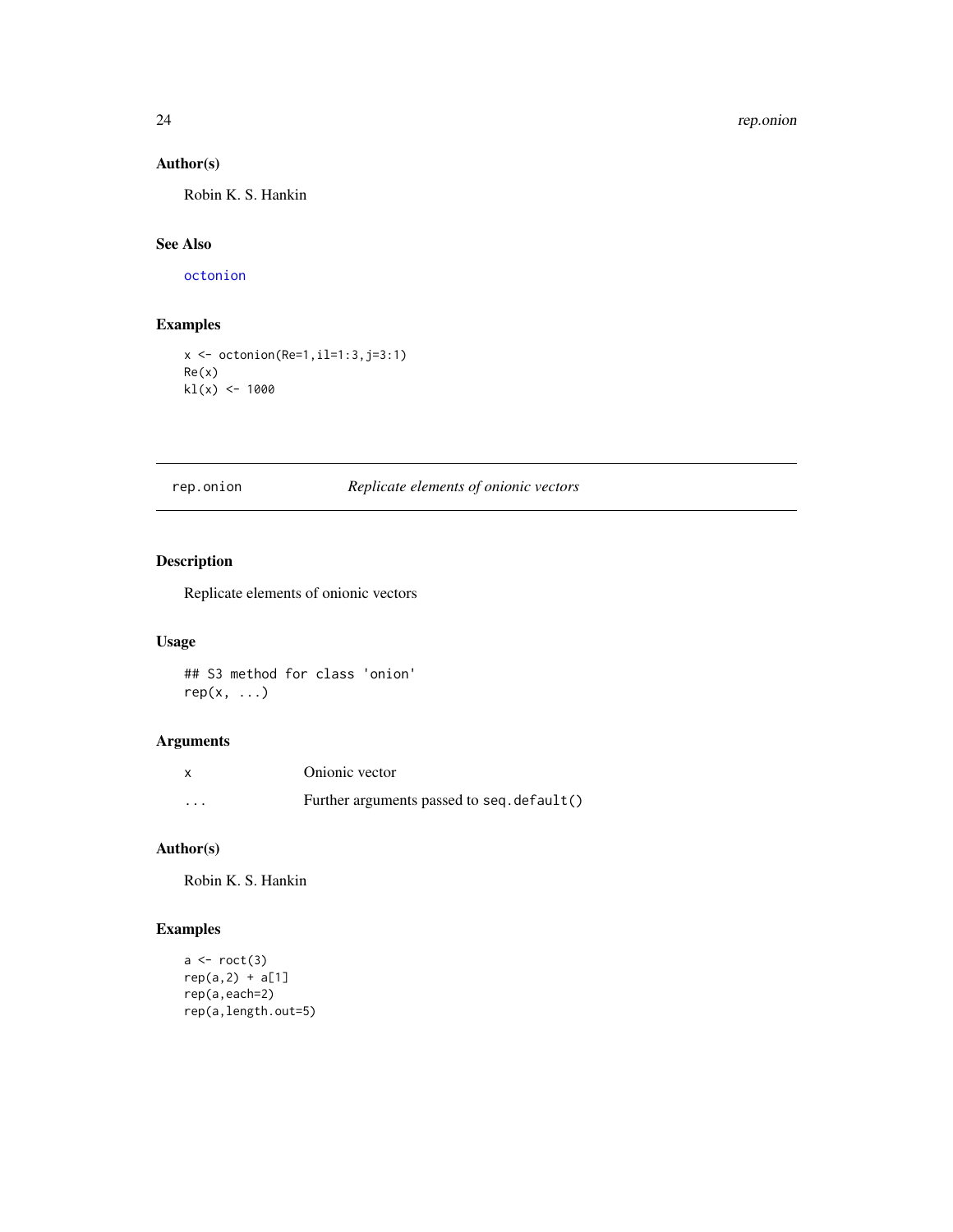## Author(s)

Robin K. S. Hankin

## See Also

octonion

## Examples

```
x <- octonion(Re=1,il=1:3,j=3:1)
Re(x)
kl(x) <- 1000
```

---

`rep.onion` *Replicate elements of onionic vectors*

---

## Description

Replicate elements of onionic vectors

## Usage

```
## S3 method for class 'onion'
rep(x, ...)
```

## Arguments

| | |
|---|---|
| `x` | Onionic vector |
| `...` | Further arguments passed to `seq.default()` |

## Author(s)

Robin K. S. Hankin

## Examples

```
a <- roct(3)
rep(a,2) + a[1]
rep(a,each=2)
rep(a,length.out=5)
```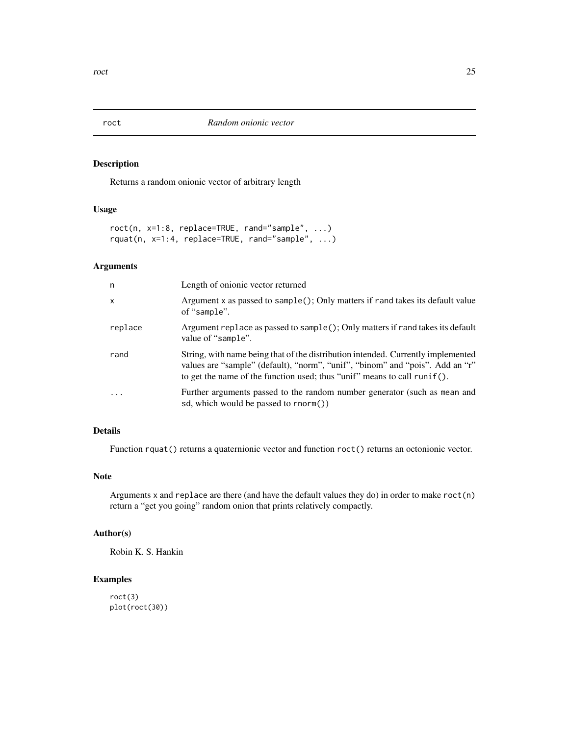# roct — *Random onionic vector*

## Description

Returns a random onionic vector of arbitrary length

## Usage

```
roct(n, x=1:8, replace=TRUE, rand="sample", ...)
rquat(n, x=1:4, replace=TRUE, rand="sample", ...)
```

## Arguments

| | |
|---|---|
| `n` | Length of onionic vector returned |
| `x` | Argument `x` as passed to `sample()`; Only matters if `rand` takes its default value of "`sample`". |
| `replace` | Argument `replace` as passed to `sample()`; Only matters if `rand` takes its default value of "`sample`". |
| `rand` | String, with name being that of the distribution intended. Currently implemented values are "sample" (default), "norm", "unif", "binom" and "pois". Add an "r" to get the name of the function used; thus "unif" means to call `runif()`. |
| `...` | Further arguments passed to the random number generator (such as `mean` and `sd`, which would be passed to `rnorm()`) |

## Details

Function `rquat()` returns a quaternionic vector and function `roct()` returns an octonionic vector.

## Note

Arguments `x` and `replace` are there (and have the default values they do) in order to make `roct(n)` return a "get you going" random onion that prints relatively compactly.

## Author(s)

Robin K. S. Hankin

## Examples

```
roct(3)
plot(roct(30))
```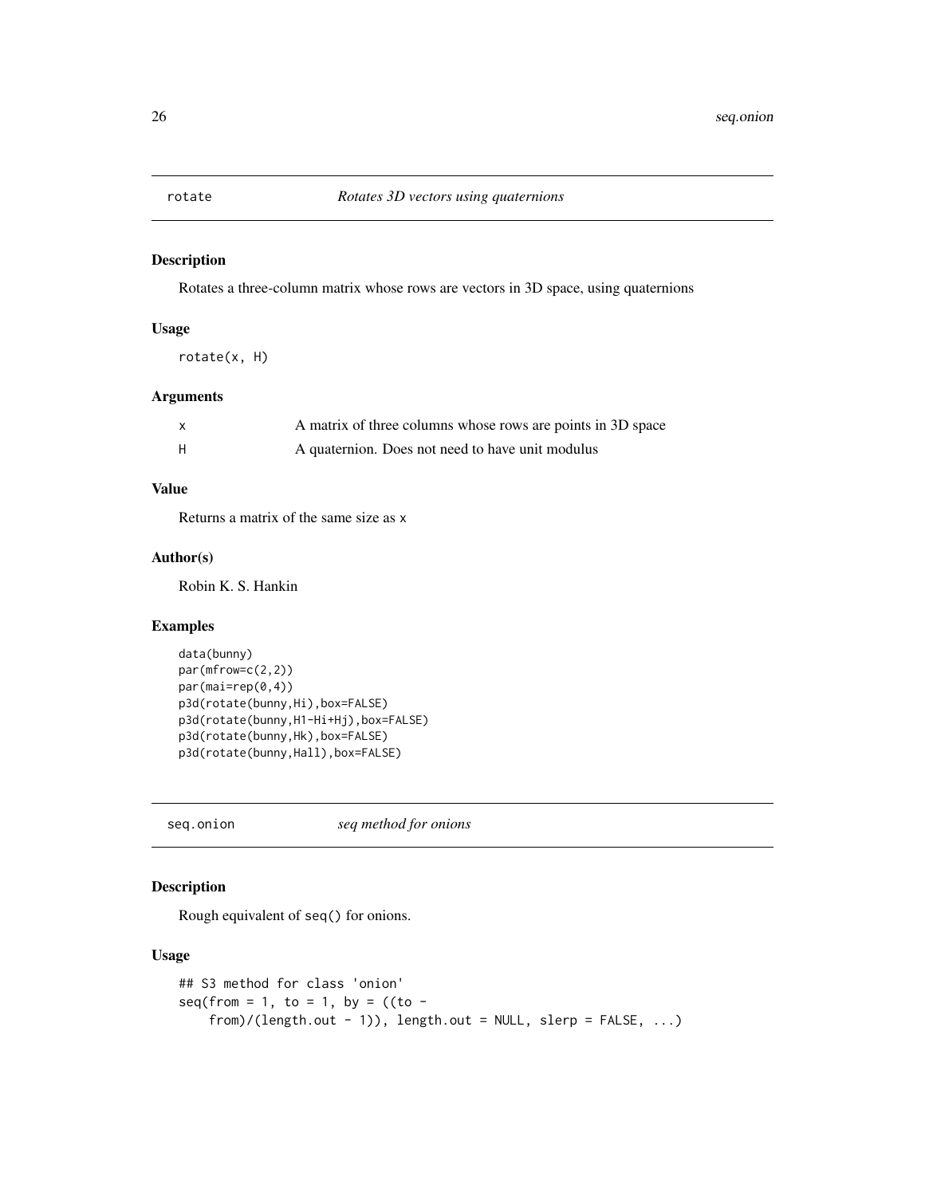## rotate *Rotates 3D vectors using quaternions*

### Description

Rotates a three-column matrix whose rows are vectors in 3D space, using quaternions

### Usage

```
rotate(x, H)
```

### Arguments

| | |
|---|---|
| x | A matrix of three columns whose rows are points in 3D space |
| H | A quaternion. Does not need to have unit modulus |

### Value

Returns a matrix of the same size as `x`

### Author(s)

Robin K. S. Hankin

### Examples

```
data(bunny)
par(mfrow=c(2,2))
par(mai=rep(0,4))
p3d(rotate(bunny,Hi),box=FALSE)
p3d(rotate(bunny,H1-Hi+Hj),box=FALSE)
p3d(rotate(bunny,Hk),box=FALSE)
p3d(rotate(bunny,Hall),box=FALSE)
```

## seq.onion *seq method for onions*

### Description

Rough equivalent of `seq()` for onions.

### Usage

```
## S3 method for class 'onion'
seq(from = 1, to = 1, by = ((to -
    from)/(length.out - 1)), length.out = NULL, slerp = FALSE, ...)
```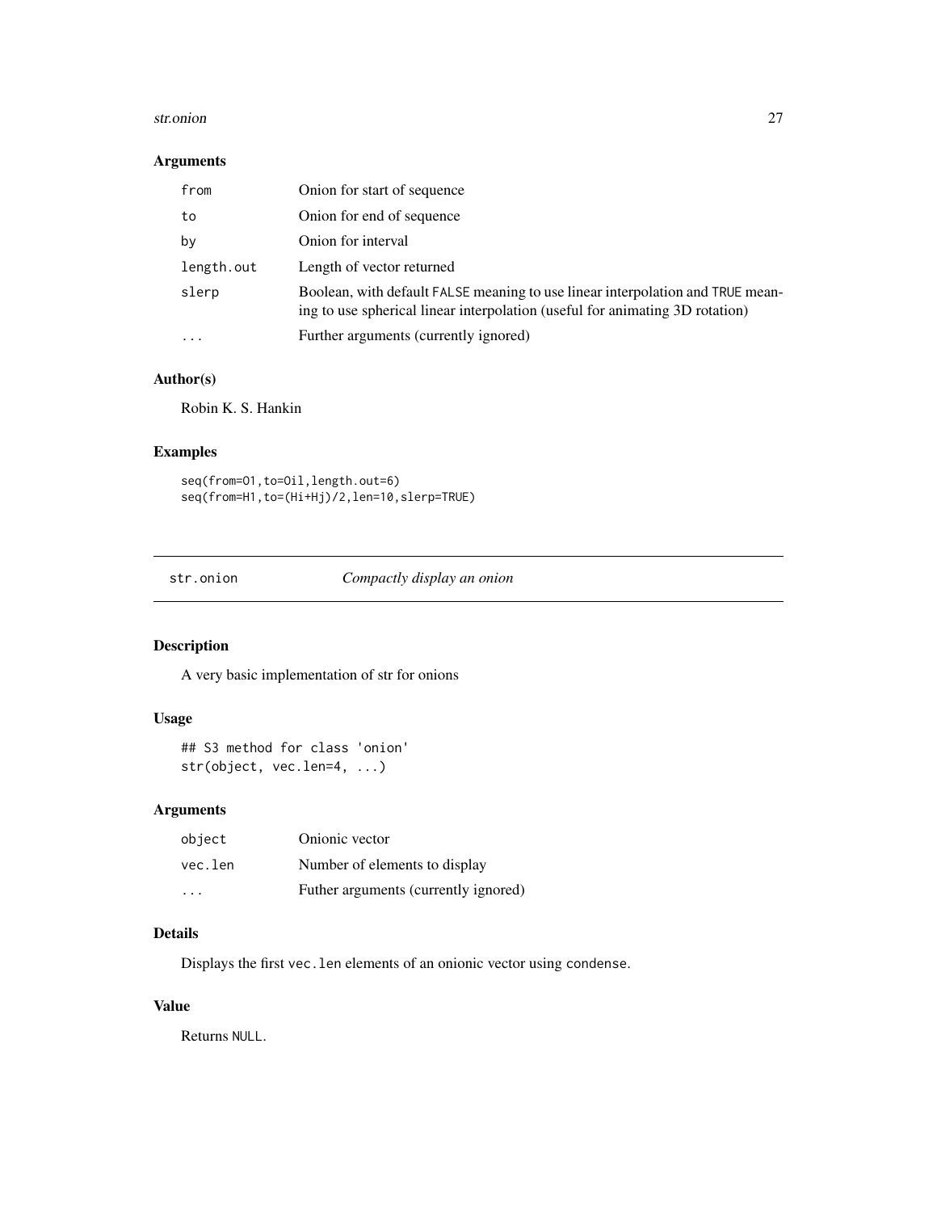## Arguments

| | |
|---|---|
| `from` | Onion for start of sequence |
| `to` | Onion for end of sequence |
| `by` | Onion for interval |
| `length.out` | Length of vector returned |
| `slerp` | Boolean, with default `FALSE` meaning to use linear interpolation and `TRUE` meaning to use spherical linear interpolation (useful for animating 3D rotation) |
| `...` | Further arguments (currently ignored) |

## Author(s)

Robin K. S. Hankin

## Examples

```
seq(from=O1,to=Oil,length.out=6)
seq(from=H1,to=(Hi+Hj)/2,len=10,slerp=TRUE)
```

---

# str.onion *Compactly display an onion*

## Description

A very basic implementation of str for onions

## Usage

```
## S3 method for class 'onion'
str(object, vec.len=4, ...)
```

## Arguments

| | |
|---|---|
| `object` | Onionic vector |
| `vec.len` | Number of elements to display |
| `...` | Futher arguments (currently ignored) |

## Details

Displays the first `vec.len` elements of an onionic vector using `condense`.

## Value

Returns `NULL`.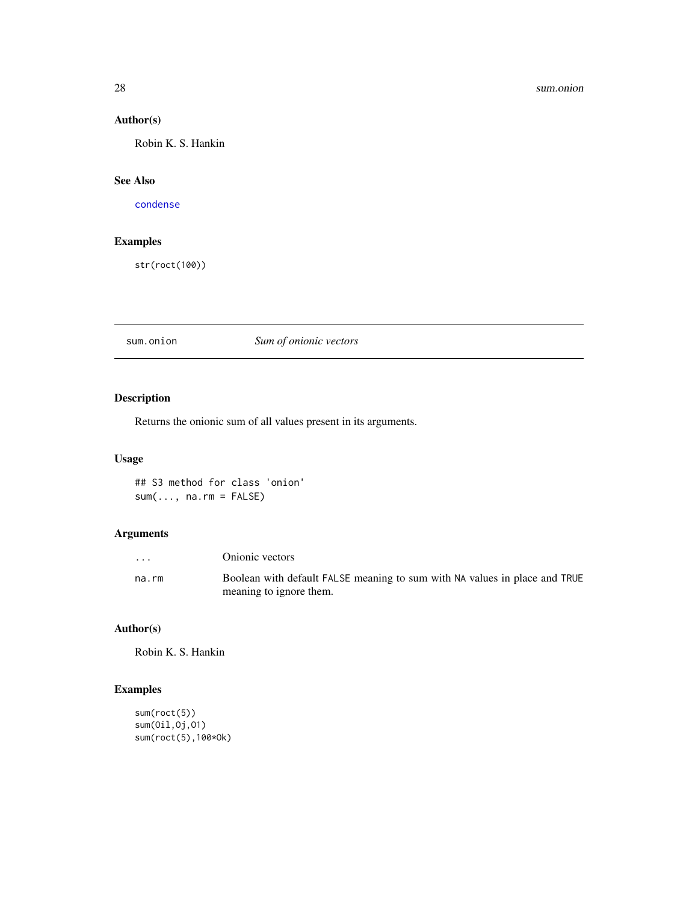### Author(s)

Robin K. S. Hankin

### See Also

`condense`

### Examples

```
str(roct(100))
```

---

## sum.onion — *Sum of onionic vectors*

### Description

Returns the onionic sum of all values present in its arguments.

### Usage

```
## S3 method for class 'onion'
sum(..., na.rm = FALSE)
```

### Arguments

| | |
|---|---|
| `...` | Onionic vectors |
| `na.rm` | Boolean with default `FALSE` meaning to sum with `NA` values in place and `TRUE` meaning to ignore them. |

### Author(s)

Robin K. S. Hankin

### Examples

```
sum(roct(5))
sum(Oil,Oj,O1)
sum(roct(5),100*Ok)
```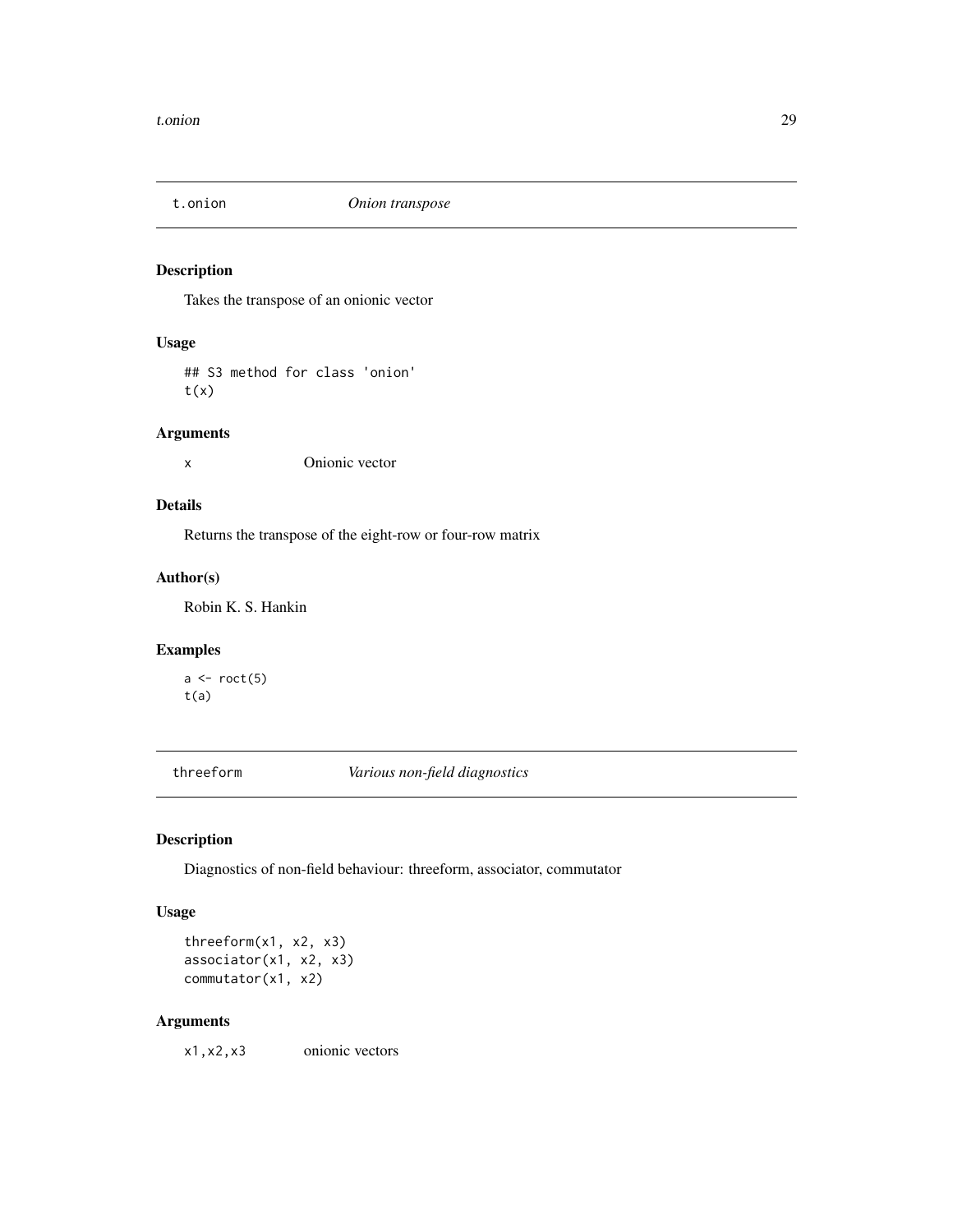## t.onion *Onion transpose*

### Description

Takes the transpose of an onionic vector

### Usage

```
## S3 method for class 'onion'
t(x)
```

### Arguments

x	Onionic vector

### Details

Returns the transpose of the eight-row or four-row matrix

### Author(s)

Robin K. S. Hankin

### Examples

```
a <- roct(5)
t(a)
```

## threeform *Various non-field diagnostics*

### Description

Diagnostics of non-field behaviour: threeform, associator, commutator

### Usage

```
threeform(x1, x2, x3)
associator(x1, x2, x3)
commutator(x1, x2)
```

### Arguments

x1,x2,x3	onionic vectors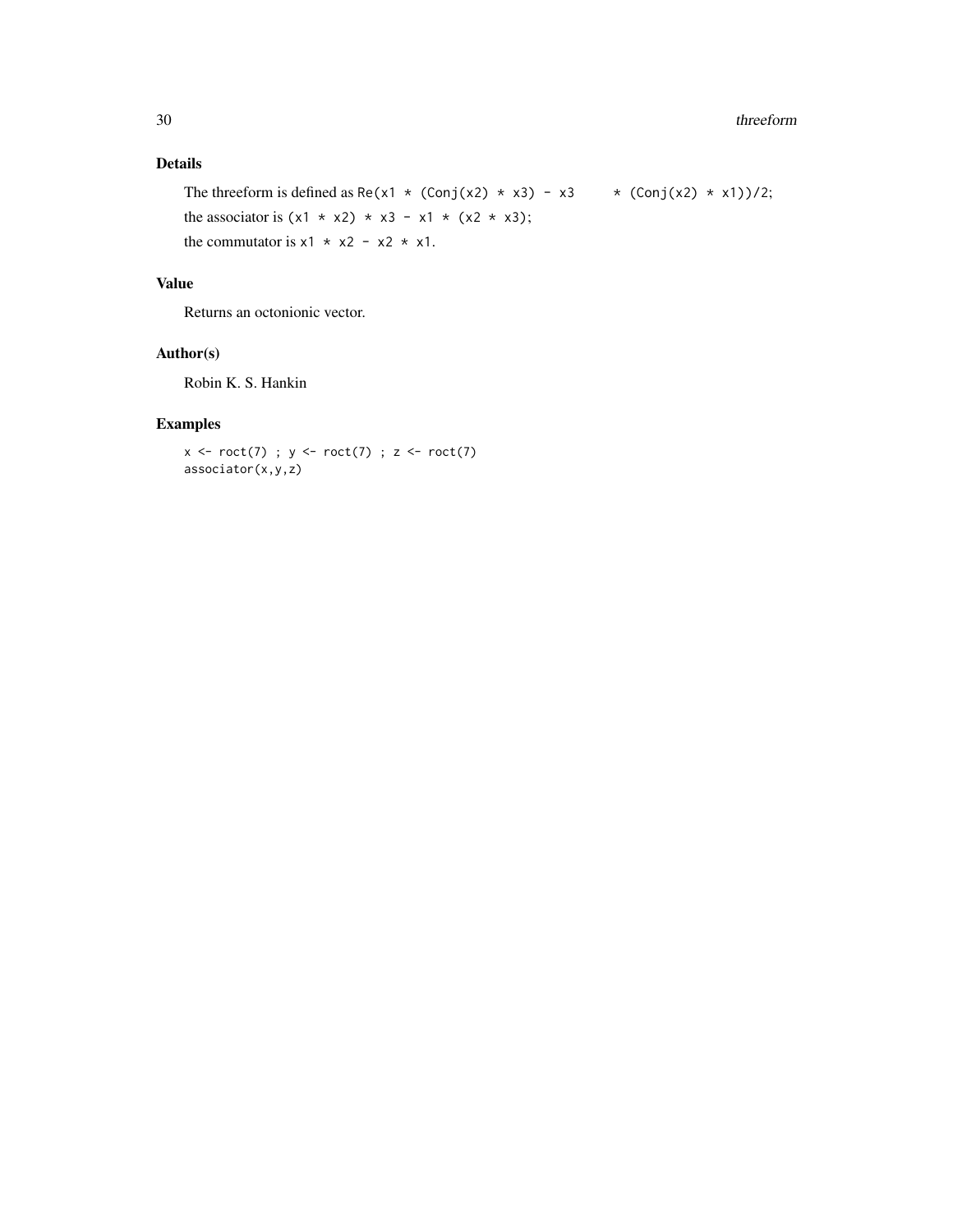## Details

The threeform is defined as `Re(x1 * (Conj(x2) * x3) - x3 * (Conj(x2) * x1))/2`;

the associator is `(x1 * x2) * x3 - x1 * (x2 * x3)`;

the commutator is `x1 * x2 - x2 * x1`.

## Value

Returns an octonionic vector.

## Author(s)

Robin K. S. Hankin

## Examples

```
x <- roct(7) ; y <- roct(7) ; z <- roct(7)
associator(x,y,z)
```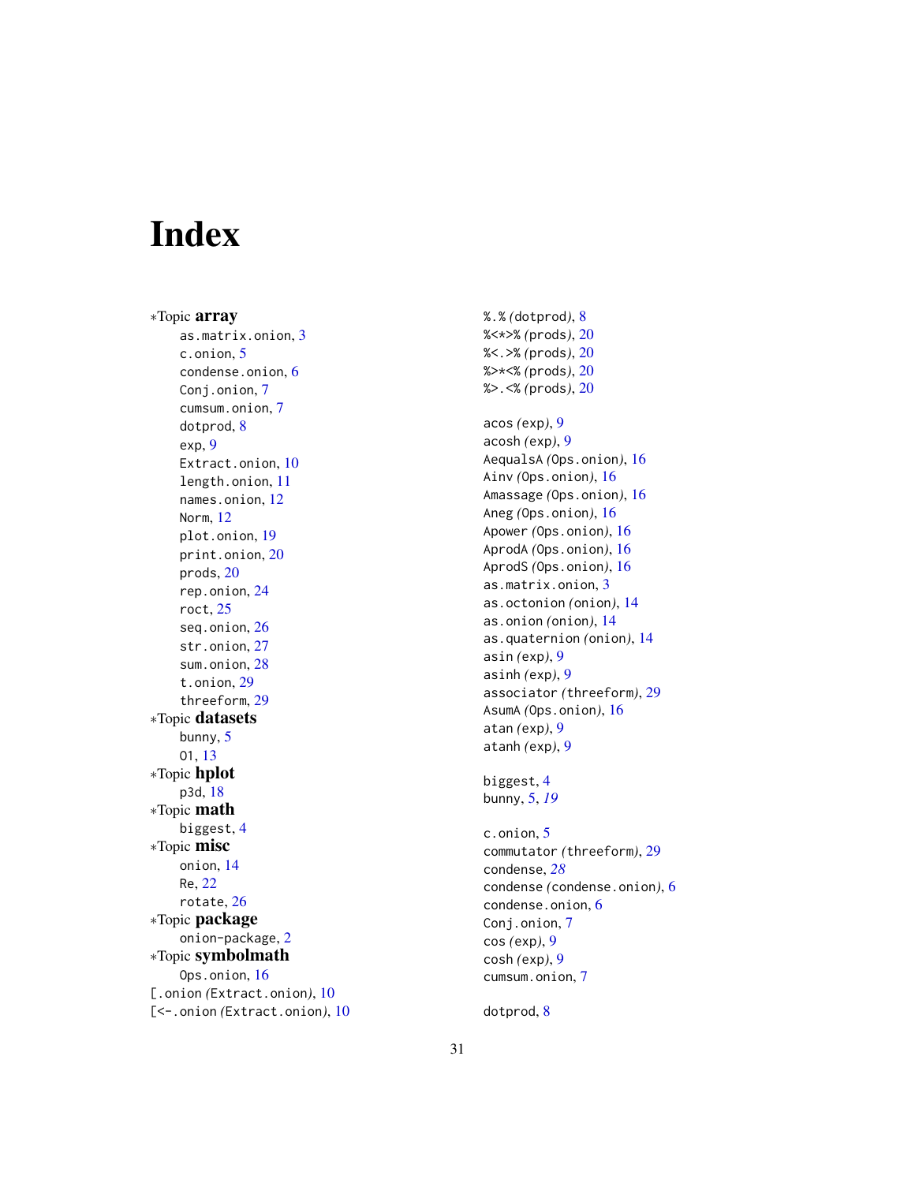# Index

*Topic **array**
- as.matrix.onion, 3
- c.onion, 5
- condense.onion, 6
- Conj.onion, 7
- cumsum.onion, 7
- dotprod, 8
- exp, 9
- Extract.onion, 10
- length.onion, 11
- names.onion, 12
- Norm, 12
- plot.onion, 19
- print.onion, 20
- prods, 20
- rep.onion, 24
- roct, 25
- seq.onion, 26
- str.onion, 27
- sum.onion, 28
- t.onion, 29
- threeform, 29

*Topic **datasets**
- bunny, 5
- O1, 13

*Topic **hplot**
- p3d, 18

*Topic **math**
- biggest, 4

*Topic **misc**
- onion, 14
- Re, 22
- rotate, 26

*Topic **package**
- onion-package, 2

*Topic **symbolmath**
- Ops.onion, 16

[.onion (Extract.onion), 10
[<-.onion (Extract.onion), 10

%.% (dotprod), 8
%<*>% (prods), 20
%<.>% (prods), 20
%>*<% (prods), 20
%>.<% (prods), 20

acos (exp), 9
acosh (exp), 9
AequalsA (Ops.onion), 16
Ainv (Ops.onion), 16
Amassage (Ops.onion), 16
Aneg (Ops.onion), 16
Apower (Ops.onion), 16
AprodA (Ops.onion), 16
AprodS (Ops.onion), 16
as.matrix.onion, 3
as.octonion (onion), 14
as.onion (onion), 14
as.quaternion (onion), 14
asin (exp), 9
asinh (exp), 9
associator (threeform), 29
AsumA (Ops.onion), 16
atan (exp), 9
atanh (exp), 9

biggest, 4
bunny, 5, *19*

c.onion, 5
commutator (threeform), 29
condense, *28*
condense (condense.onion), 6
condense.onion, 6
Conj.onion, 7
cos (exp), 9
cosh (exp), 9
cumsum.onion, 7

dotprod, 8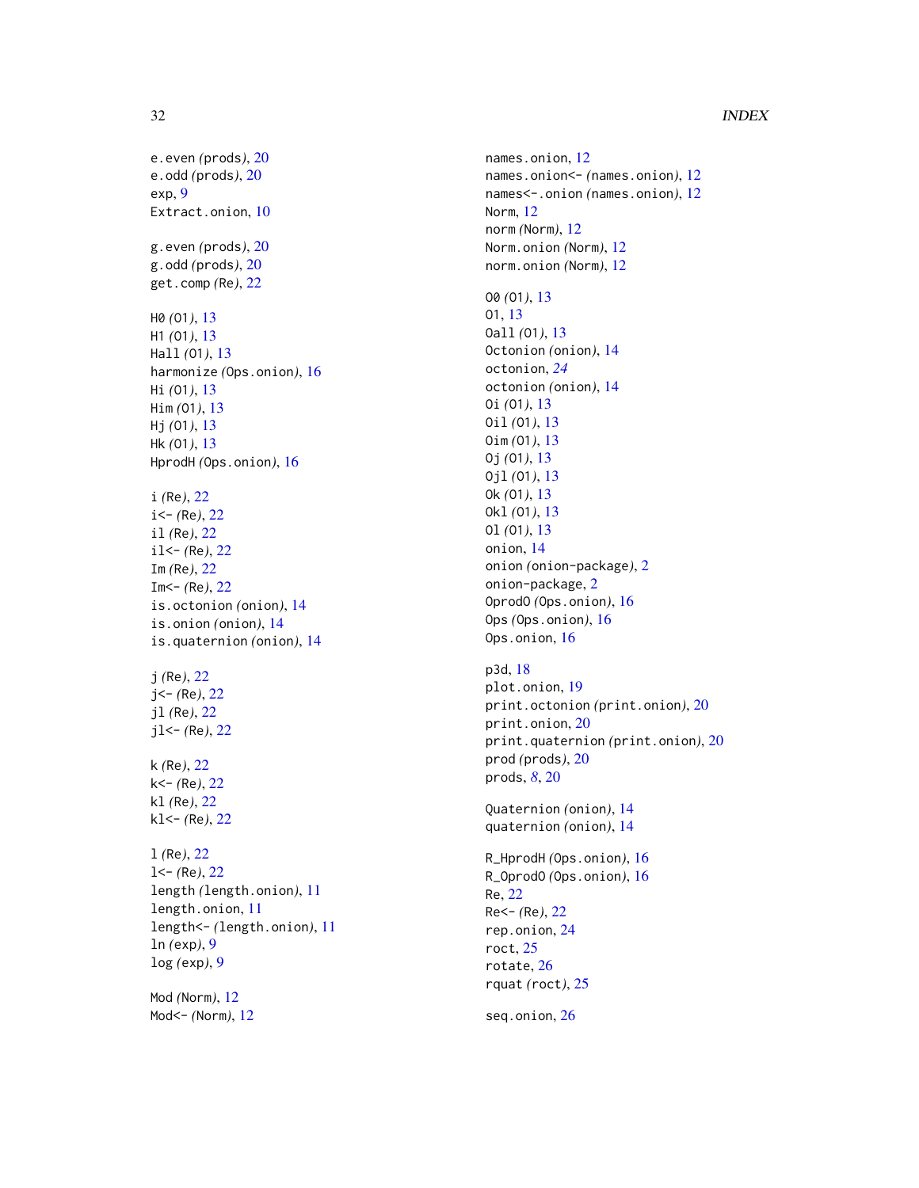e.even *(prods)*, 20
e.odd *(prods)*, 20
exp, 9
Extract.onion, 10

g.even *(prods)*, 20
g.odd *(prods)*, 20
get.comp *(Re)*, 22

H0 *(O1)*, 13
H1 *(O1)*, 13
Hall *(O1)*, 13
harmonize *(Ops.onion)*, 16
Hi *(O1)*, 13
Him *(O1)*, 13
Hj *(O1)*, 13
Hk *(O1)*, 13
HprodH *(Ops.onion)*, 16

i *(Re)*, 22
i<- *(Re)*, 22
il *(Re)*, 22
il<- *(Re)*, 22
Im *(Re)*, 22
Im<- *(Re)*, 22
is.octonion *(onion)*, 14
is.onion *(onion)*, 14
is.quaternion *(onion)*, 14

j *(Re)*, 22
j<- *(Re)*, 22
jl *(Re)*, 22
jl<- *(Re)*, 22

k *(Re)*, 22
k<- *(Re)*, 22
kl *(Re)*, 22
kl<- *(Re)*, 22

l *(Re)*, 22
l<- *(Re)*, 22
length *(length.onion)*, 11
length.onion, 11
length<- *(length.onion)*, 11
ln *(exp)*, 9
log *(exp)*, 9

Mod *(Norm)*, 12
Mod<- *(Norm)*, 12

names.onion, 12
names.onion<- *(names.onion)*, 12
names<-.onion *(names.onion)*, 12
Norm, 12
norm *(Norm)*, 12
Norm.onion *(Norm)*, 12
norm.onion *(Norm)*, 12

O0 *(O1)*, 13
O1, 13
Oall *(O1)*, 13
Octonion *(onion)*, 14
octonion, *24*
octonion *(onion)*, 14
Oi *(O1)*, 13
Oil *(O1)*, 13
Oim *(O1)*, 13
Oj *(O1)*, 13
Ojl *(O1)*, 13
Ok *(O1)*, 13
Okl *(O1)*, 13
Ol *(O1)*, 13
onion, 14
onion *(onion-package)*, 2
onion-package, 2
OprodO *(Ops.onion)*, 16
Ops *(Ops.onion)*, 16
Ops.onion, 16

p3d, 18
plot.onion, 19
print.octonion *(print.onion)*, 20
print.onion, 20
print.quaternion *(print.onion)*, 20
prod *(prods)*, 20
prods, *8*, 20

Quaternion *(onion)*, 14
quaternion *(onion)*, 14

R_HprodH *(Ops.onion)*, 16
R_OprodO *(Ops.onion)*, 16
Re, 22
Re<- *(Re)*, 22
rep.onion, 24
roct, 25
rotate, 26
rquat *(roct)*, 25

seq.onion, 26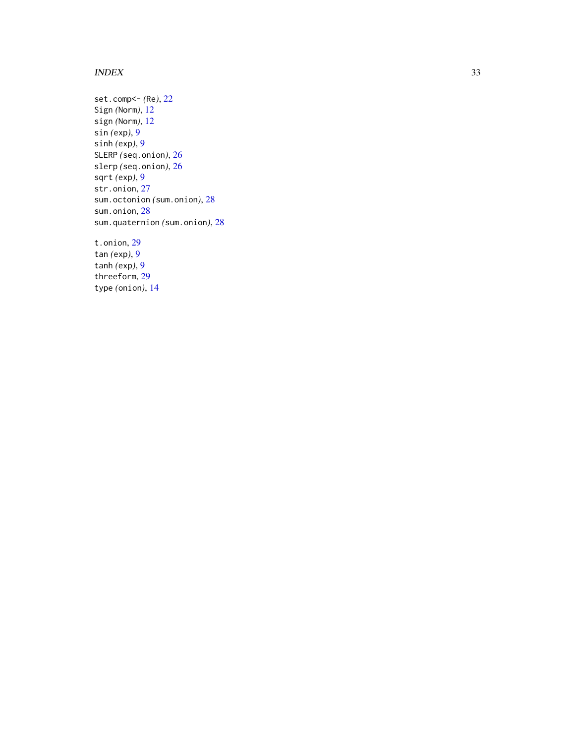set.comp<- (Re), 22
Sign (Norm), 12
sign (Norm), 12
sin (exp), 9
sinh (exp), 9
SLERP (seq.onion), 26
slerp (seq.onion), 26
sqrt (exp), 9
str.onion, 27
sum.octonion (sum.onion), 28
sum.onion, 28
sum.quaternion (sum.onion), 28

t.onion, 29
tan (exp), 9
tanh (exp), 9
threeform, 29
type (onion), 14